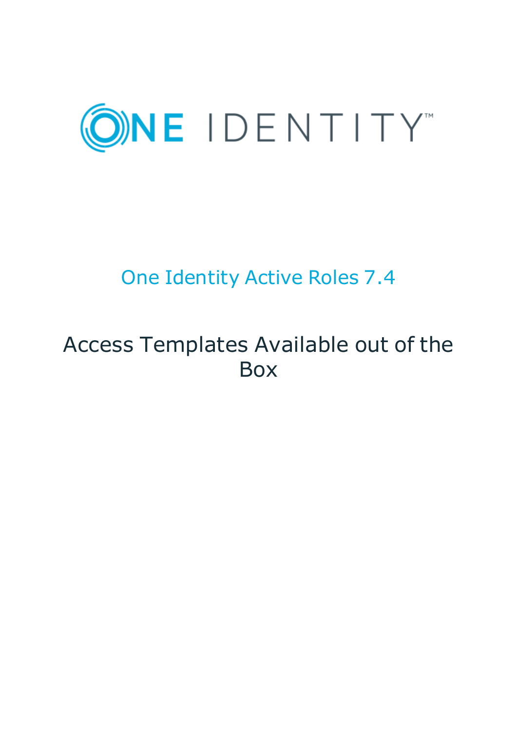ONE IDENTITY™

# One Identity Active Roles 7.4

## Access Templates Available out of the Box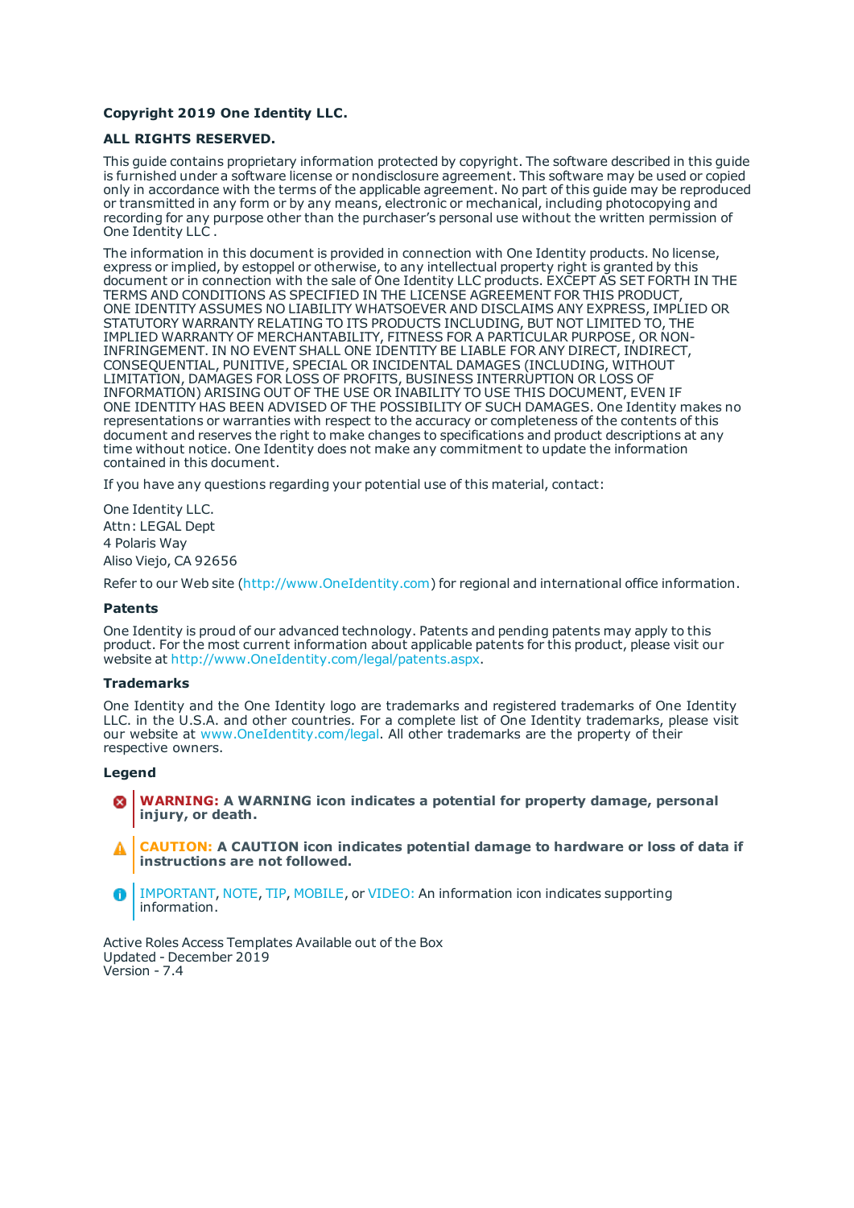**Copyright 2019 One Identity LLC.**

**ALL RIGHTS RESERVED.**

This guide contains proprietary information protected by copyright. The software described in this guide is furnished under a software license or nondisclosure agreement. This software may be used or copied only in accordance with the terms of the applicable agreement. No part of this guide may be reproduced or transmitted in any form or by any means, electronic or mechanical, including photocopying and recording for any purpose other than the purchaser's personal use without the written permission of One Identity LLC .

The information in this document is provided in connection with One Identity products. No license, express or implied, by estoppel or otherwise, to any intellectual property right is granted by this document or in connection with the sale of One Identity LLC products. EXCEPT AS SET FORTH IN THE TERMS AND CONDITIONS AS SPECIFIED IN THE LICENSE AGREEMENT FOR THIS PRODUCT, ONE IDENTITY ASSUMES NO LIABILITY WHATSOEVER AND DISCLAIMS ANY EXPRESS, IMPLIED OR STATUTORY WARRANTY RELATING TO ITS PRODUCTS INCLUDING, BUT NOT LIMITED TO, THE IMPLIED WARRANTY OF MERCHANTABILITY, FITNESS FOR A PARTICULAR PURPOSE, OR NON-INFRINGEMENT. IN NO EVENT SHALL ONE IDENTITY BE LIABLE FOR ANY DIRECT, INDIRECT, CONSEQUENTIAL, PUNITIVE, SPECIAL OR INCIDENTAL DAMAGES (INCLUDING, WITHOUT LIMITATION, DAMAGES FOR LOSS OF PROFITS, BUSINESS INTERRUPTION OR LOSS OF INFORMATION) ARISING OUT OF THE USE OR INABILITY TO USE THIS DOCUMENT, EVEN IF ONE IDENTITY HAS BEEN ADVISED OF THE POSSIBILITY OF SUCH DAMAGES. One Identity makes no representations or warranties with respect to the accuracy or completeness of the contents of this document and reserves the right to make changes to specifications and product descriptions at any time without notice. One Identity does not make any commitment to update the information contained in this document.

If you have any questions regarding your potential use of this material, contact:

One Identity LLC.
Attn: LEGAL Dept
4 Polaris Way
Aliso Viejo, CA 92656

Refer to our Web site (http://www.OneIdentity.com) for regional and international office information.

### Patents

One Identity is proud of our advanced technology. Patents and pending patents may apply to this product. For the most current information about applicable patents for this product, please visit our website at http://www.OneIdentity.com/legal/patents.aspx.

### Trademarks

One Identity and the One Identity logo are trademarks and registered trademarks of One Identity LLC. in the U.S.A. and other countries. For a complete list of One Identity trademarks, please visit our website at www.OneIdentity.com/legal. All other trademarks are the property of their respective owners.

### Legend

**WARNING: A WARNING icon indicates a potential for property damage, personal injury, or death.**

**CAUTION: A CAUTION icon indicates potential damage to hardware or loss of data if instructions are not followed.**

IMPORTANT, NOTE, TIP, MOBILE, or VIDEO: An information icon indicates supporting information.

Active Roles Access Templates Available out of the Box
Updated - December 2019
Version - 7.4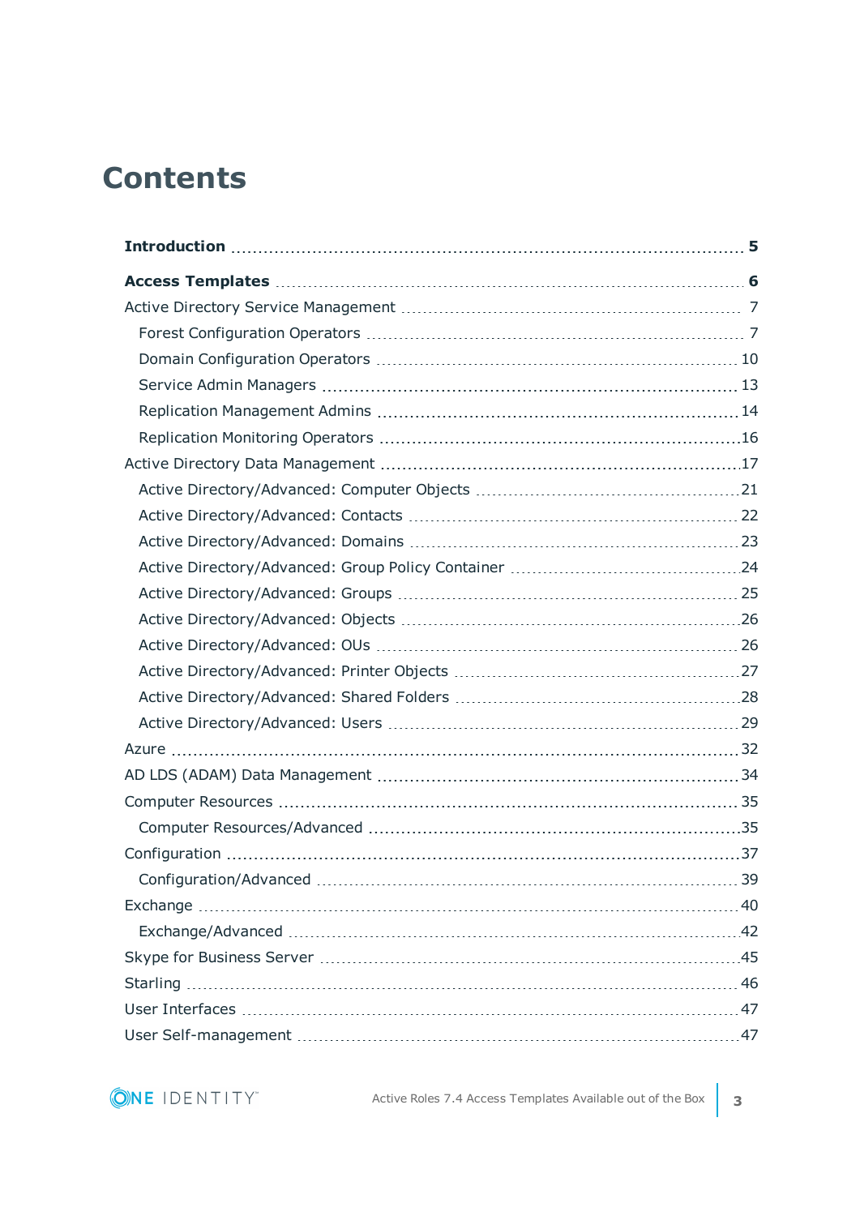# Contents

**Introduction** 5

**Access Templates** 6

- Active Directory Service Management 7
  - Forest Configuration Operators 7
  - Domain Configuration Operators 10
  - Service Admin Managers 13
  - Replication Management Admins 14
  - Replication Monitoring Operators 16
- Active Directory Data Management 17
  - Active Directory/Advanced: Computer Objects 21
  - Active Directory/Advanced: Contacts 22
  - Active Directory/Advanced: Domains 23
  - Active Directory/Advanced: Group Policy Container 24
  - Active Directory/Advanced: Groups 25
  - Active Directory/Advanced: Objects 26
  - Active Directory/Advanced: OUs 26
  - Active Directory/Advanced: Printer Objects 27
  - Active Directory/Advanced: Shared Folders 28
  - Active Directory/Advanced: Users 29
- Azure 32
- AD LDS (ADAM) Data Management 34
- Computer Resources 35
  - Computer Resources/Advanced 35
- Configuration 37
  - Configuration/Advanced 39
- Exchange 40
  - Exchange/Advanced 42
- Skype for Business Server 45
- Starling 46
- User Interfaces 47
- User Self-management 47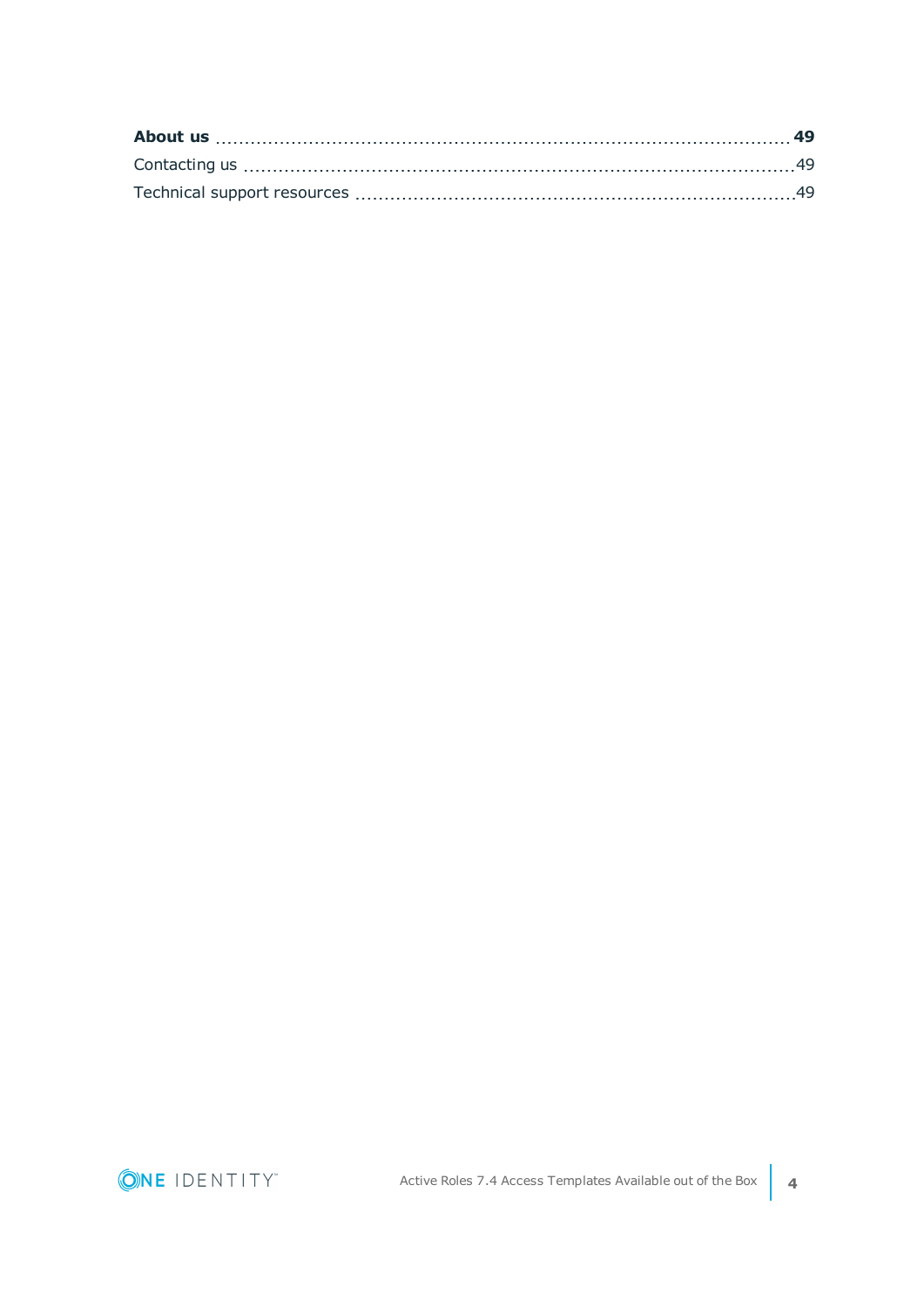**About us** ..... **49**

Contacting us ..... 49

Technical support resources ..... 49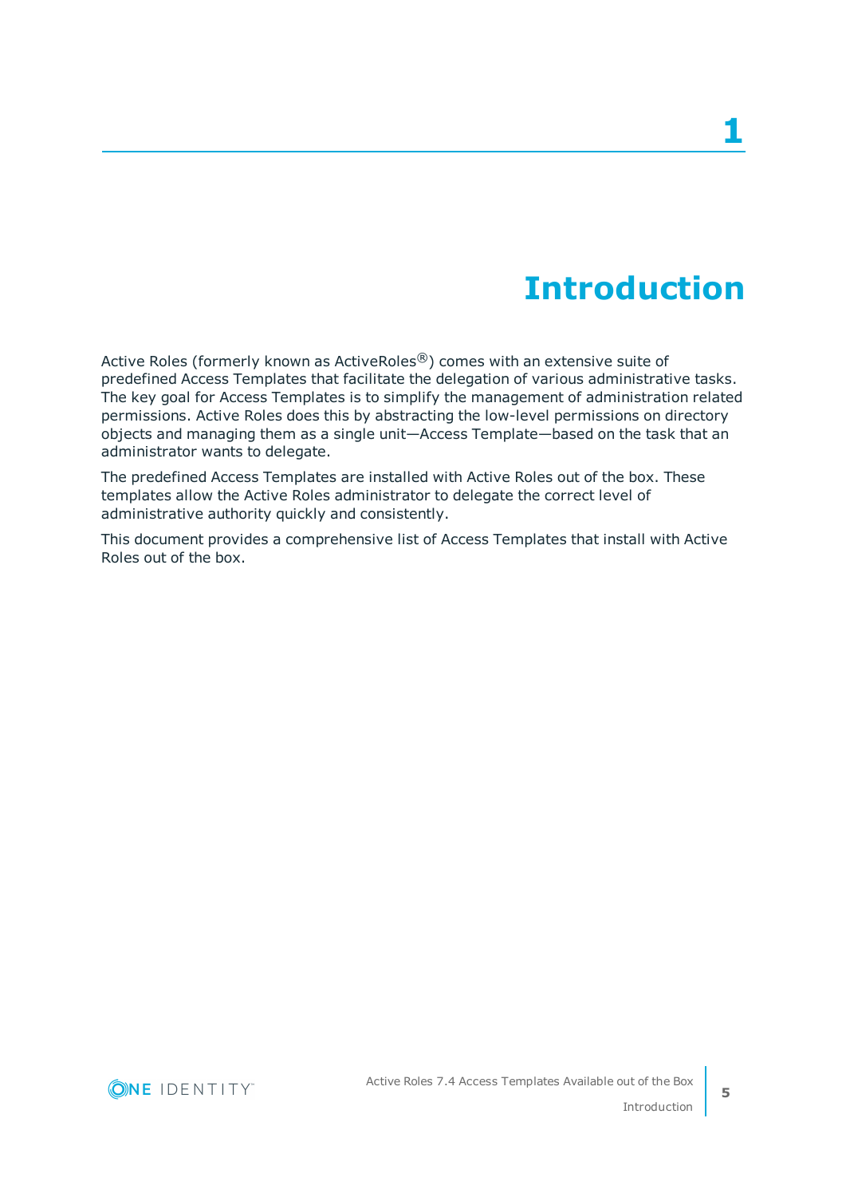# 1 Introduction

Active Roles (formerly known as ActiveRoles®) comes with an extensive suite of predefined Access Templates that facilitate the delegation of various administrative tasks. The key goal for Access Templates is to simplify the management of administration related permissions. Active Roles does this by abstracting the low-level permissions on directory objects and managing them as a single unit—Access Template—based on the task that an administrator wants to delegate.

The predefined Access Templates are installed with Active Roles out of the box. These templates allow the Active Roles administrator to delegate the correct level of administrative authority quickly and consistently.

This document provides a comprehensive list of Access Templates that install with Active Roles out of the box.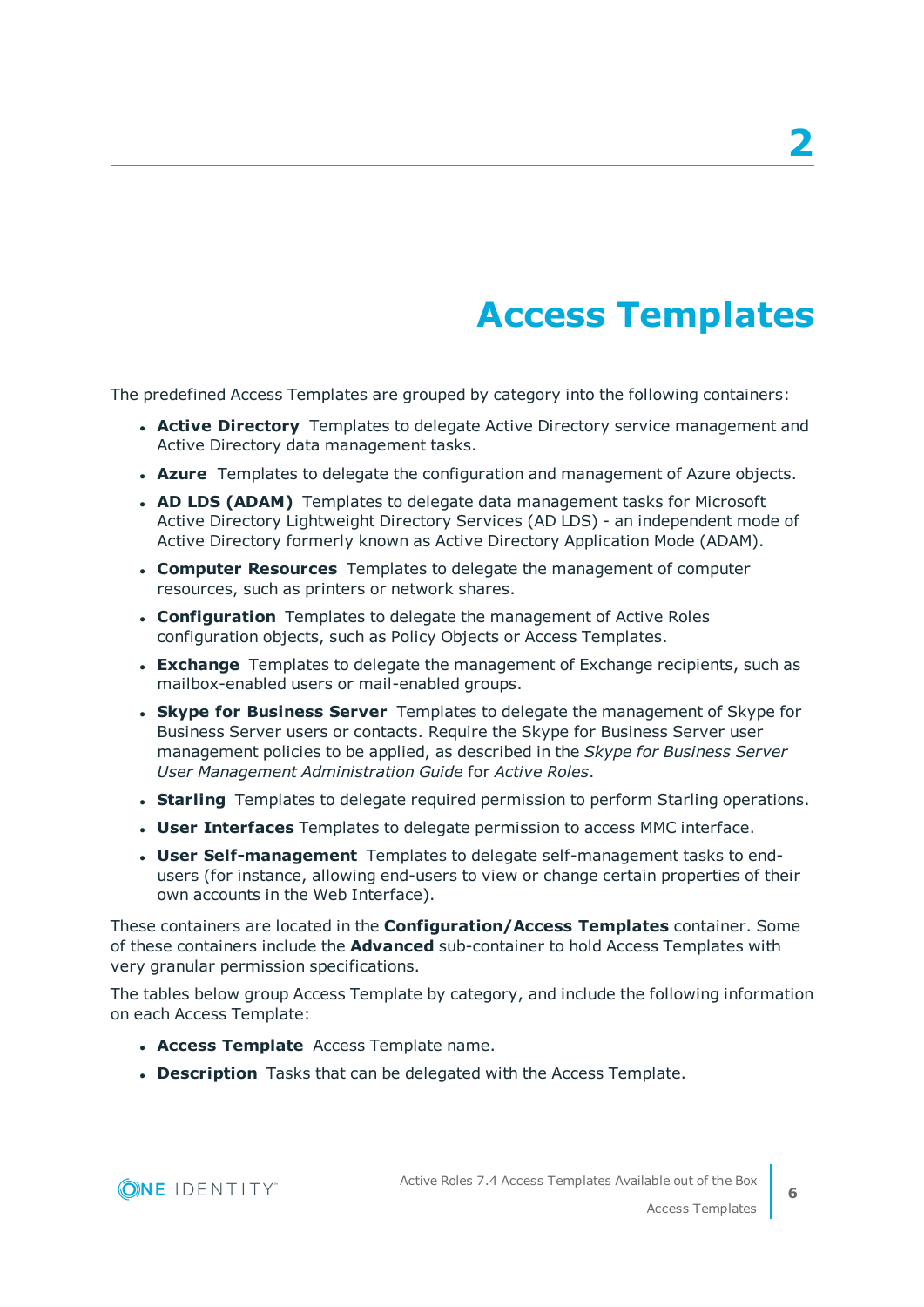# 2

# Access Templates

The predefined Access Templates are grouped by category into the following containers:

- **Active Directory** Templates to delegate Active Directory service management and Active Directory data management tasks.
- **Azure** Templates to delegate the configuration and management of Azure objects.
- **AD LDS (ADAM)** Templates to delegate data management tasks for Microsoft Active Directory Lightweight Directory Services (AD LDS) - an independent mode of Active Directory formerly known as Active Directory Application Mode (ADAM).
- **Computer Resources** Templates to delegate the management of computer resources, such as printers or network shares.
- **Configuration** Templates to delegate the management of Active Roles configuration objects, such as Policy Objects or Access Templates.
- **Exchange** Templates to delegate the management of Exchange recipients, such as mailbox-enabled users or mail-enabled groups.
- **Skype for Business Server** Templates to delegate the management of Skype for Business Server users or contacts. Require the Skype for Business Server user management policies to be applied, as described in the *Skype for Business Server User Management Administration Guide* for *Active Roles*.
- **Starling** Templates to delegate required permission to perform Starling operations.
- **User Interfaces** Templates to delegate permission to access MMC interface.
- **User Self-management** Templates to delegate self-management tasks to end-users (for instance, allowing end-users to view or change certain properties of their own accounts in the Web Interface).

These containers are located in the **Configuration/Access Templates** container. Some of these containers include the **Advanced** sub-container to hold Access Templates with very granular permission specifications.

The tables below group Access Template by category, and include the following information on each Access Template:

- **Access Template** Access Template name.
- **Description** Tasks that can be delegated with the Access Template.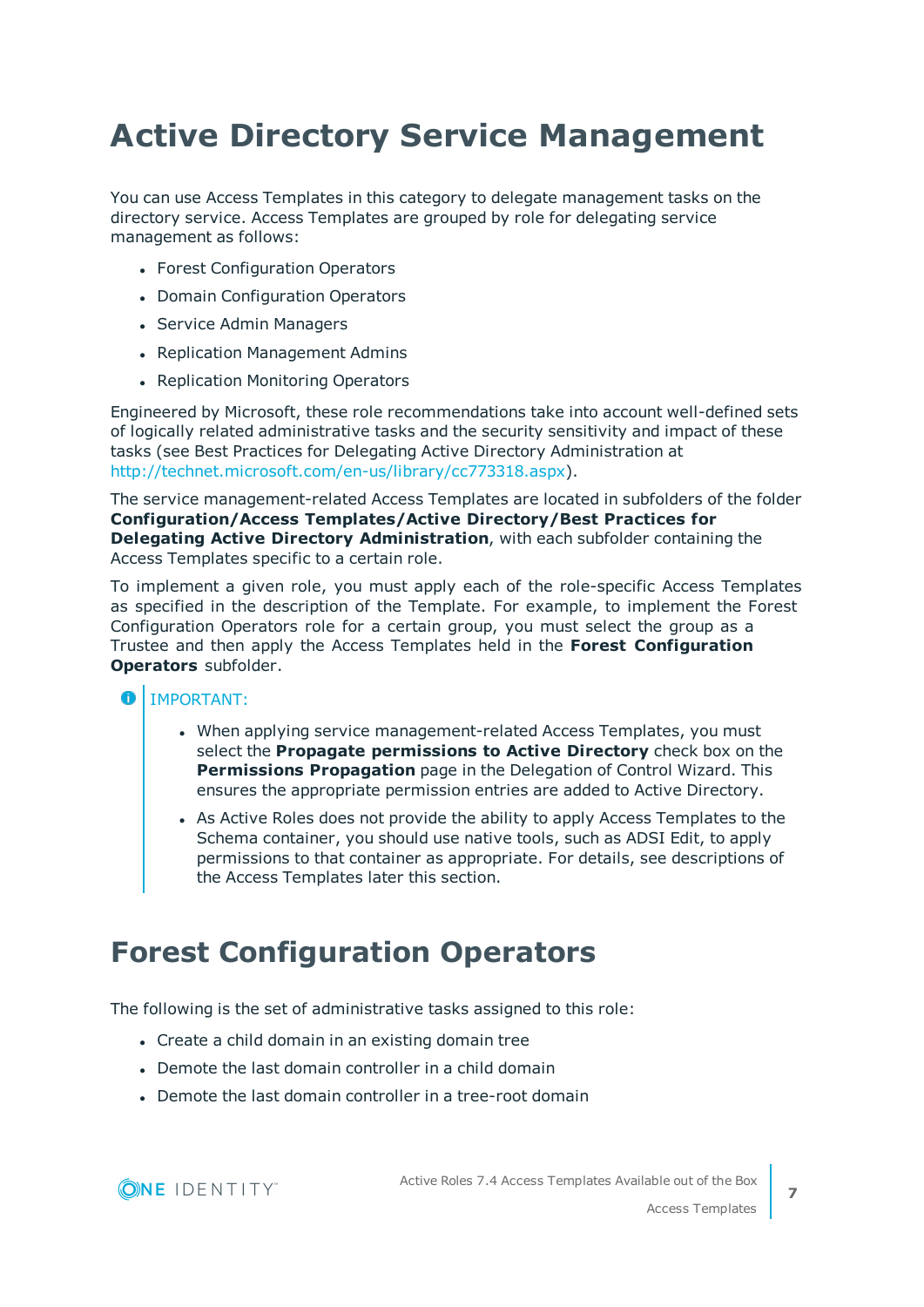# Active Directory Service Management

You can use Access Templates in this category to delegate management tasks on the directory service. Access Templates are grouped by role for delegating service management as follows:

- Forest Configuration Operators
- Domain Configuration Operators
- Service Admin Managers
- Replication Management Admins
- Replication Monitoring Operators

Engineered by Microsoft, these role recommendations take into account well-defined sets of logically related administrative tasks and the security sensitivity and impact of these tasks (see Best Practices for Delegating Active Directory Administration at http://technet.microsoft.com/en-us/library/cc773318.aspx).

The service management-related Access Templates are located in subfolders of the folder **Configuration/Access Templates/Active Directory/Best Practices for Delegating Active Directory Administration**, with each subfolder containing the Access Templates specific to a certain role.

To implement a given role, you must apply each of the role-specific Access Templates as specified in the description of the Template. For example, to implement the Forest Configuration Operators role for a certain group, you must select the group as a Trustee and then apply the Access Templates held in the **Forest Configuration Operators** subfolder.

IMPORTANT:

- When applying service management-related Access Templates, you must select the **Propagate permissions to Active Directory** check box on the **Permissions Propagation** page in the Delegation of Control Wizard. This ensures the appropriate permission entries are added to Active Directory.
- As Active Roles does not provide the ability to apply Access Templates to the Schema container, you should use native tools, such as ADSI Edit, to apply permissions to that container as appropriate. For details, see descriptions of the Access Templates later this section.

# Forest Configuration Operators

The following is the set of administrative tasks assigned to this role:

- Create a child domain in an existing domain tree
- Demote the last domain controller in a child domain
- Demote the last domain controller in a tree-root domain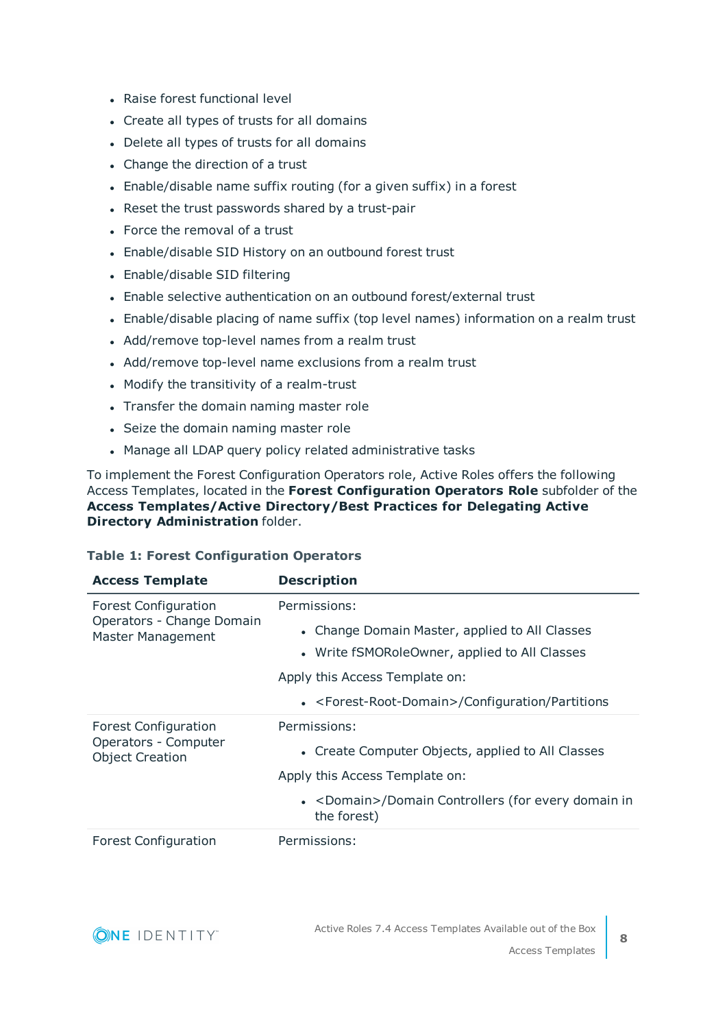- Raise forest functional level
- Create all types of trusts for all domains
- Delete all types of trusts for all domains
- Change the direction of a trust
- Enable/disable name suffix routing (for a given suffix) in a forest
- Reset the trust passwords shared by a trust-pair
- Force the removal of a trust
- Enable/disable SID History on an outbound forest trust
- Enable/disable SID filtering
- Enable selective authentication on an outbound forest/external trust
- Enable/disable placing of name suffix (top level names) information on a realm trust
- Add/remove top-level names from a realm trust
- Add/remove top-level name exclusions from a realm trust
- Modify the transitivity of a realm-trust
- Transfer the domain naming master role
- Seize the domain naming master role
- Manage all LDAP query policy related administrative tasks

To implement the Forest Configuration Operators role, Active Roles offers the following Access Templates, located in the **Forest Configuration Operators Role** subfolder of the **Access Templates/Active Directory/Best Practices for Delegating Active Directory Administration** folder.

**Table 1: Forest Configuration Operators**

| Access Template | Description |
|---|---|
| Forest Configuration Operators - Change Domain Master Management | Permissions:<br>• Change Domain Master, applied to All Classes<br>• Write fSMORoleOwner, applied to All Classes<br>Apply this Access Template on:<br>• <Forest-Root-Domain>/Configuration/Partitions |
| Forest Configuration Operators - Computer Object Creation | Permissions:<br>• Create Computer Objects, applied to All Classes<br>Apply this Access Template on:<br>• <Domain>/Domain Controllers (for every domain in the forest) |
| Forest Configuration | Permissions: |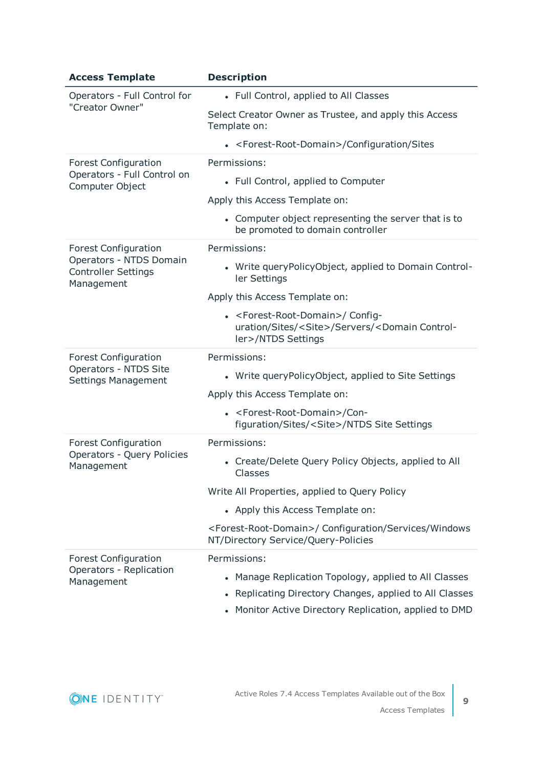| Access Template | Description |
|---|---|
| Operators - Full Control for "Creator Owner" | • Full Control, applied to All Classes<br><br>Select Creator Owner as Trustee, and apply this Access Template on:<br><br>• <Forest-Root-Domain>/Configuration/Sites |
| Forest Configuration Operators - Full Control on Computer Object | Permissions:<br><br>• Full Control, applied to Computer<br><br>Apply this Access Template on:<br><br>• Computer object representing the server that is to be promoted to domain controller |
| Forest Configuration Operators - NTDS Domain Controller Settings Management | Permissions:<br><br>• Write queryPolicyObject, applied to Domain Controller Settings<br><br>Apply this Access Template on:<br><br>• <Forest-Root-Domain>/ Configuration/Sites/<Site>/Servers/<Domain Controller>/NTDS Settings |
| Forest Configuration Operators - NTDS Site Settings Management | Permissions:<br><br>• Write queryPolicyObject, applied to Site Settings<br><br>Apply this Access Template on:<br><br>• <Forest-Root-Domain>/Configuration/Sites/<Site>/NTDS Site Settings |
| Forest Configuration Operators - Query Policies Management | Permissions:<br><br>• Create/Delete Query Policy Objects, applied to All Classes<br><br>Write All Properties, applied to Query Policy<br><br>• Apply this Access Template on:<br><br><Forest-Root-Domain>/ Configuration/Services/Windows NT/Directory Service/Query-Policies |
| Forest Configuration Operators - Replication Management | Permissions:<br><br>• Manage Replication Topology, applied to All Classes<br>• Replicating Directory Changes, applied to All Classes<br>• Monitor Active Directory Replication, applied to DMD |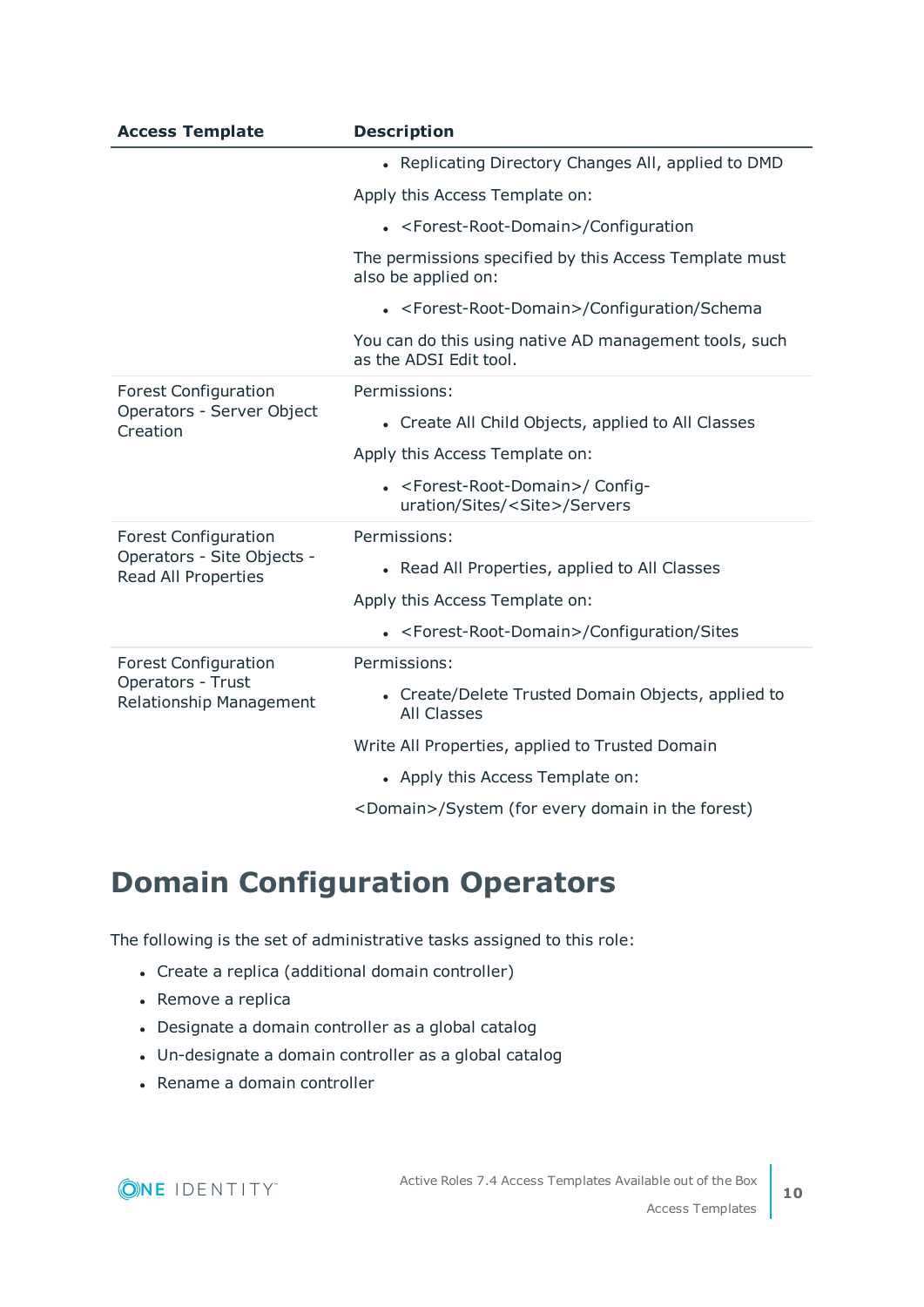| Access Template | Description |
|---|---|
| | • Replicating Directory Changes All, applied to DMD<br><br>Apply this Access Template on:<br><br>• <Forest-Root-Domain>/Configuration<br><br>The permissions specified by this Access Template must also be applied on:<br><br>• <Forest-Root-Domain>/Configuration/Schema<br><br>You can do this using native AD management tools, such as the ADSI Edit tool. |
| Forest Configuration Operators - Server Object Creation | Permissions:<br><br>• Create All Child Objects, applied to All Classes<br><br>Apply this Access Template on:<br><br>• <Forest-Root-Domain>/ Configuration/Sites/<Site>/Servers |
| Forest Configuration Operators - Site Objects - Read All Properties | Permissions:<br><br>• Read All Properties, applied to All Classes<br><br>Apply this Access Template on:<br><br>• <Forest-Root-Domain>/Configuration/Sites |
| Forest Configuration Operators - Trust Relationship Management | Permissions:<br><br>• Create/Delete Trusted Domain Objects, applied to All Classes<br><br>Write All Properties, applied to Trusted Domain<br><br>• Apply this Access Template on:<br><br><Domain>/System (for every domain in the forest) |

## Domain Configuration Operators

The following is the set of administrative tasks assigned to this role:

- Create a replica (additional domain controller)
- Remove a replica
- Designate a domain controller as a global catalog
- Un-designate a domain controller as a global catalog
- Rename a domain controller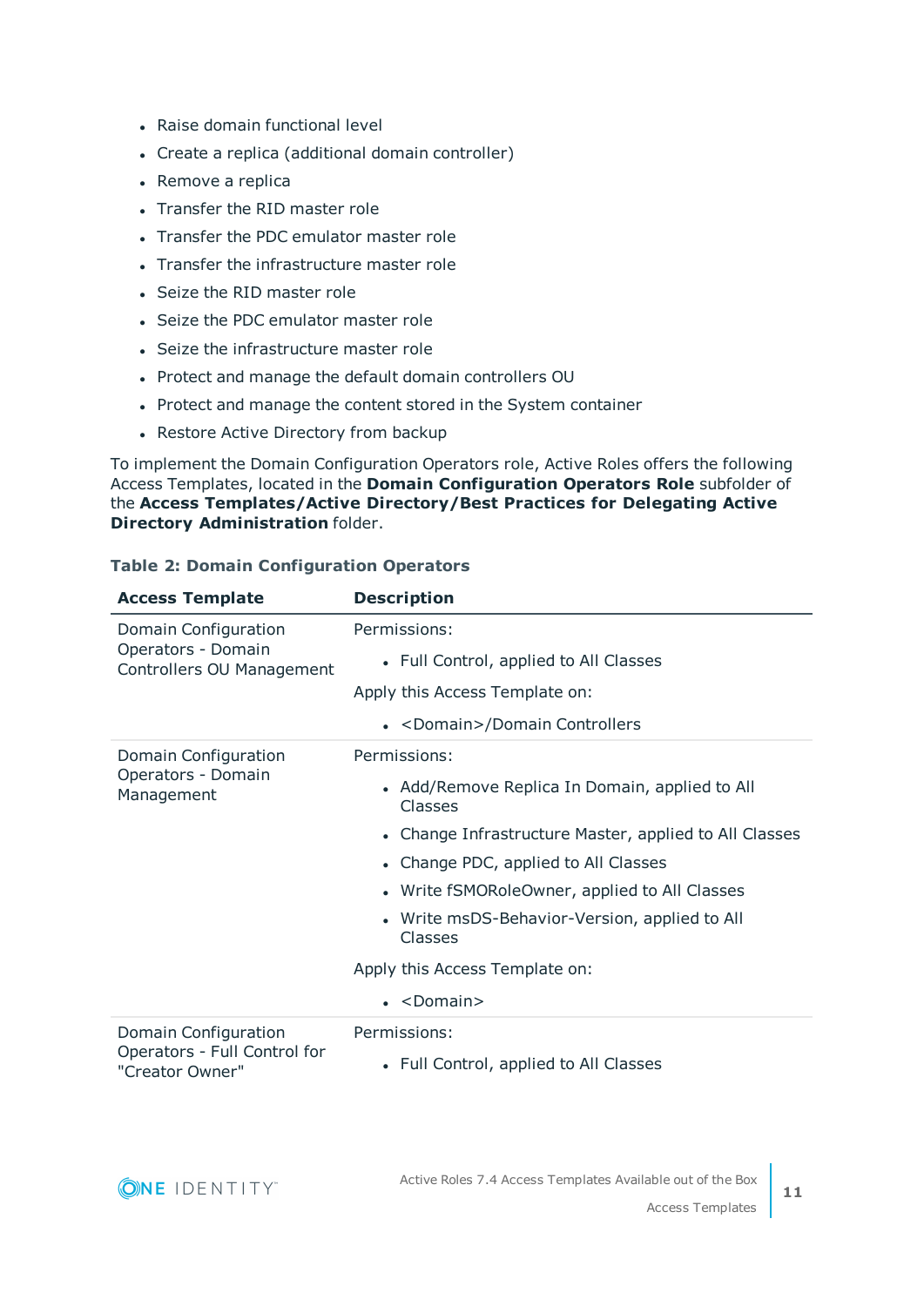- Raise domain functional level
- Create a replica (additional domain controller)
- Remove a replica
- Transfer the RID master role
- Transfer the PDC emulator master role
- Transfer the infrastructure master role
- Seize the RID master role
- Seize the PDC emulator master role
- Seize the infrastructure master role
- Protect and manage the default domain controllers OU
- Protect and manage the content stored in the System container
- Restore Active Directory from backup

To implement the Domain Configuration Operators role, Active Roles offers the following Access Templates, located in the **Domain Configuration Operators Role** subfolder of the **Access Templates/Active Directory/Best Practices for Delegating Active Directory Administration** folder.

**Table 2: Domain Configuration Operators**

| Access Template | Description |
| --- | --- |
| Domain Configuration Operators - Domain Controllers OU Management | Permissions:<br>• Full Control, applied to All Classes<br>Apply this Access Template on:<br>• <Domain>/Domain Controllers |
| Domain Configuration Operators - Domain Management | Permissions:<br>• Add/Remove Replica In Domain, applied to All Classes<br>• Change Infrastructure Master, applied to All Classes<br>• Change PDC, applied to All Classes<br>• Write fSMORoleOwner, applied to All Classes<br>• Write msDS-Behavior-Version, applied to All Classes<br>Apply this Access Template on:<br>• <Domain> |
| Domain Configuration Operators - Full Control for "Creator Owner" | Permissions:<br>• Full Control, applied to All Classes |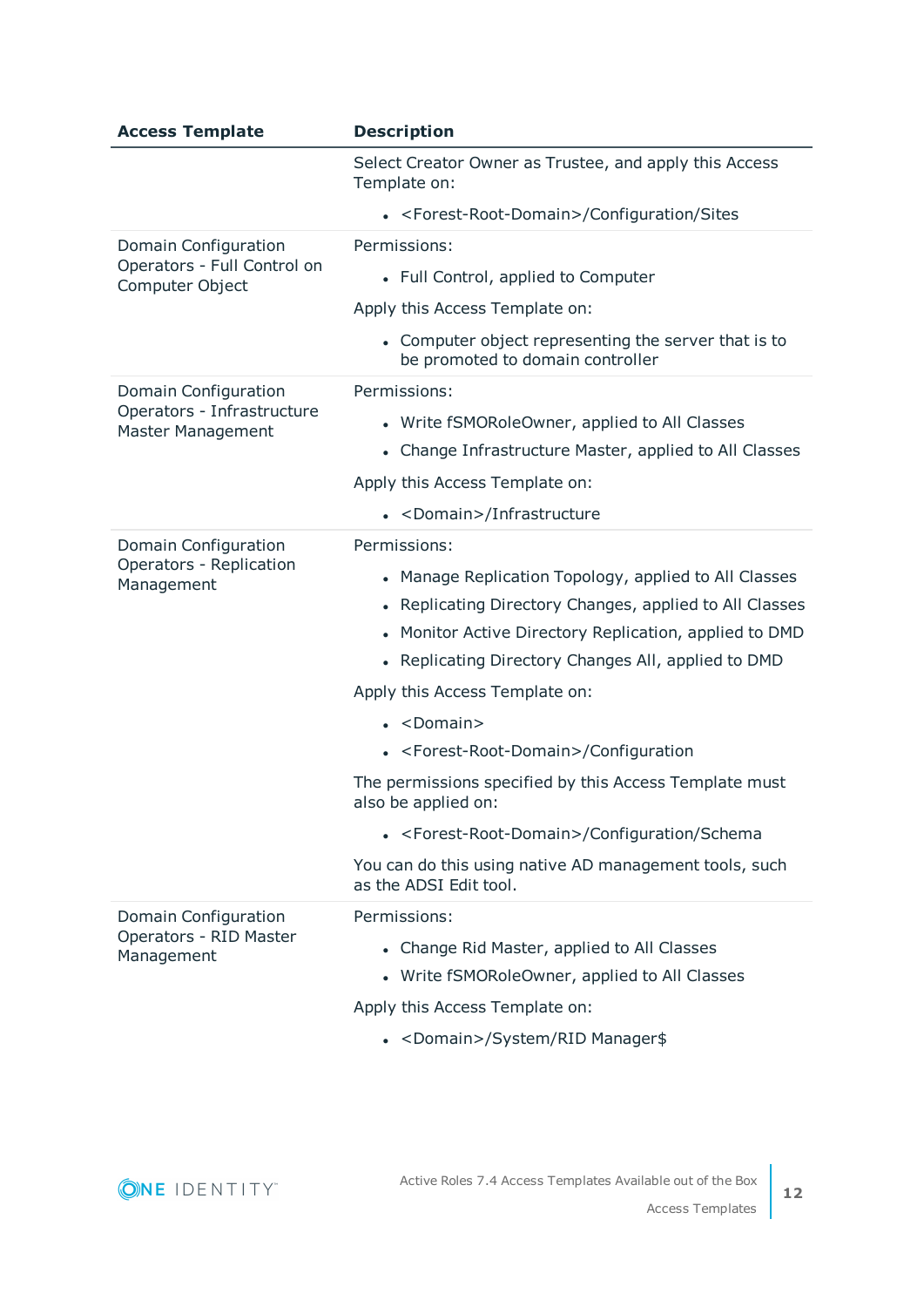| Access Template | Description |
| --- | --- |
| | Select Creator Owner as Trustee, and apply this Access Template on:<br><br>• <Forest-Root-Domain>/Configuration/Sites |
| Domain Configuration Operators - Full Control on Computer Object | Permissions:<br><br>• Full Control, applied to Computer<br><br>Apply this Access Template on:<br><br>• Computer object representing the server that is to be promoted to domain controller |
| Domain Configuration Operators - Infrastructure Master Management | Permissions:<br><br>• Write fSMORoleOwner, applied to All Classes<br>• Change Infrastructure Master, applied to All Classes<br><br>Apply this Access Template on:<br><br>• <Domain>/Infrastructure |
| Domain Configuration Operators - Replication Management | Permissions:<br><br>• Manage Replication Topology, applied to All Classes<br>• Replicating Directory Changes, applied to All Classes<br>• Monitor Active Directory Replication, applied to DMD<br>• Replicating Directory Changes All, applied to DMD<br><br>Apply this Access Template on:<br><br>• <Domain><br>• <Forest-Root-Domain>/Configuration<br><br>The permissions specified by this Access Template must also be applied on:<br><br>• <Forest-Root-Domain>/Configuration/Schema<br><br>You can do this using native AD management tools, such as the ADSI Edit tool. |
| Domain Configuration Operators - RID Master Management | Permissions:<br><br>• Change Rid Master, applied to All Classes<br>• Write fSMORoleOwner, applied to All Classes<br><br>Apply this Access Template on:<br><br>• <Domain>/System/RID Manager$ |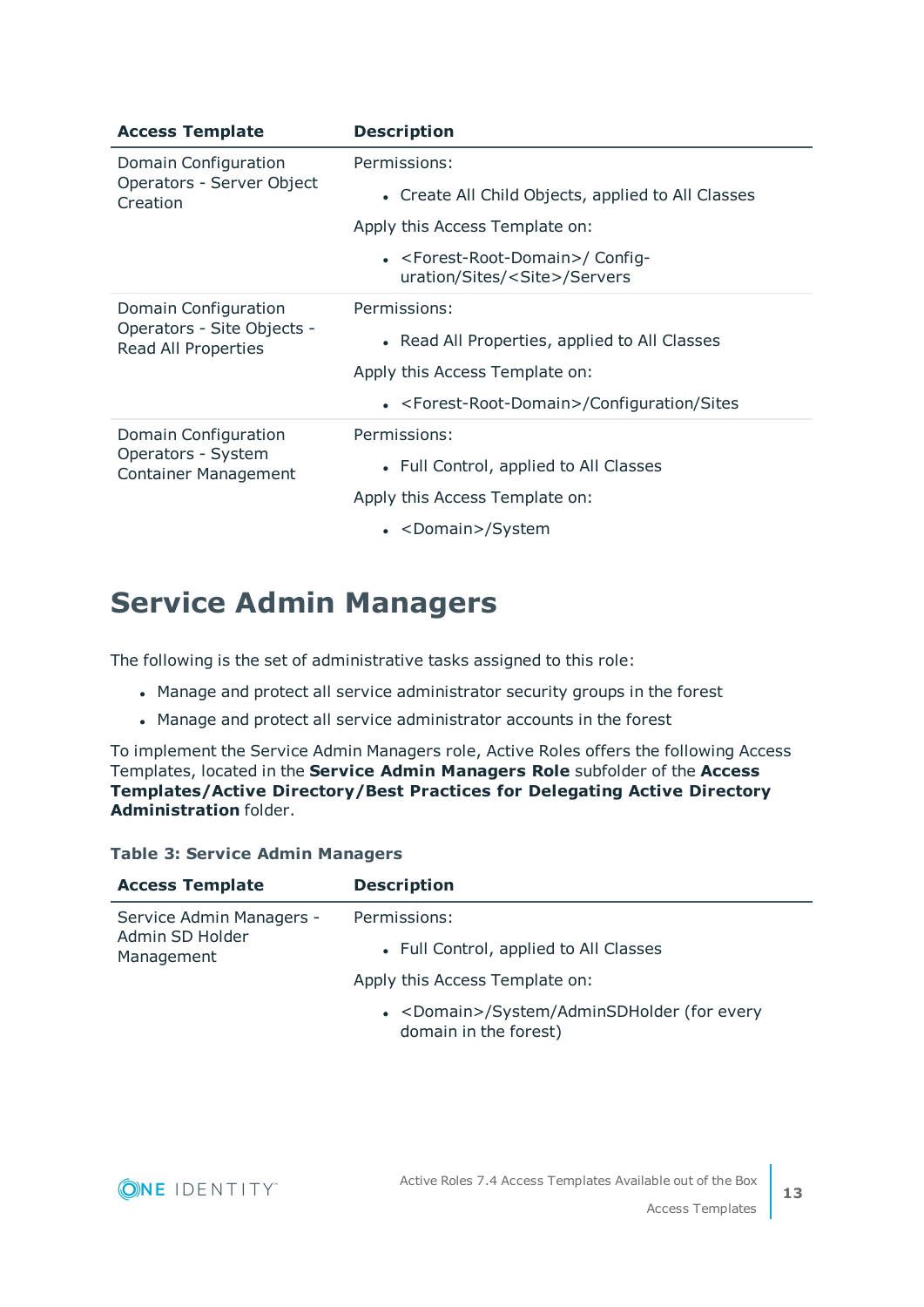| Access Template | Description |
| --- | --- |
| Domain Configuration Operators - Server Object Creation | Permissions:<br>• Create All Child Objects, applied to All Classes<br>Apply this Access Template on:<br>• <Forest-Root-Domain>/ Configuration/Sites/<Site>/Servers |
| Domain Configuration Operators - Site Objects - Read All Properties | Permissions:<br>• Read All Properties, applied to All Classes<br>Apply this Access Template on:<br>• <Forest-Root-Domain>/Configuration/Sites |
| Domain Configuration Operators - System Container Management | Permissions:<br>• Full Control, applied to All Classes<br>Apply this Access Template on:<br>• <Domain>/System |

# Service Admin Managers

The following is the set of administrative tasks assigned to this role:

- Manage and protect all service administrator security groups in the forest
- Manage and protect all service administrator accounts in the forest

To implement the Service Admin Managers role, Active Roles offers the following Access Templates, located in the **Service Admin Managers Role** subfolder of the **Access Templates/Active Directory/Best Practices for Delegating Active Directory Administration** folder.

**Table 3: Service Admin Managers**

| Access Template | Description |
| --- | --- |
| Service Admin Managers - Admin SD Holder Management | Permissions:<br>• Full Control, applied to All Classes<br>Apply this Access Template on:<br>• <Domain>/System/AdminSDHolder (for every domain in the forest) |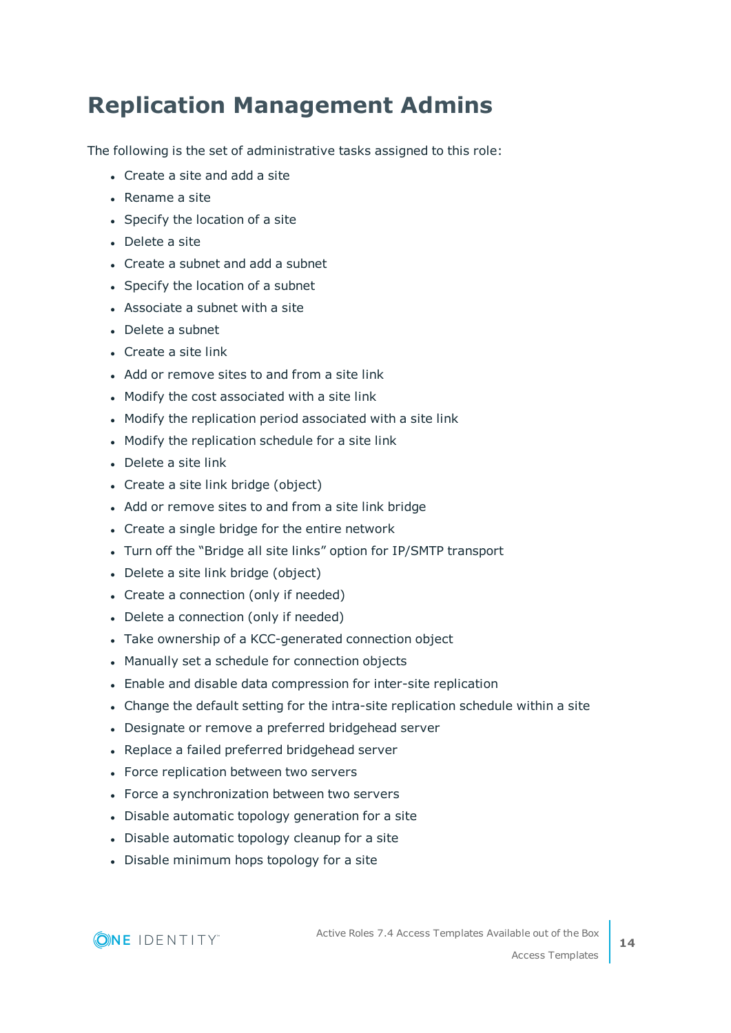# Replication Management Admins

The following is the set of administrative tasks assigned to this role:

- Create a site and add a site
- Rename a site
- Specify the location of a site
- Delete a site
- Create a subnet and add a subnet
- Specify the location of a subnet
- Associate a subnet with a site
- Delete a subnet
- Create a site link
- Add or remove sites to and from a site link
- Modify the cost associated with a site link
- Modify the replication period associated with a site link
- Modify the replication schedule for a site link
- Delete a site link
- Create a site link bridge (object)
- Add or remove sites to and from a site link bridge
- Create a single bridge for the entire network
- Turn off the “Bridge all site links” option for IP/SMTP transport
- Delete a site link bridge (object)
- Create a connection (only if needed)
- Delete a connection (only if needed)
- Take ownership of a KCC-generated connection object
- Manually set a schedule for connection objects
- Enable and disable data compression for inter-site replication
- Change the default setting for the intra-site replication schedule within a site
- Designate or remove a preferred bridgehead server
- Replace a failed preferred bridgehead server
- Force replication between two servers
- Force a synchronization between two servers
- Disable automatic topology generation for a site
- Disable automatic topology cleanup for a site
- Disable minimum hops topology for a site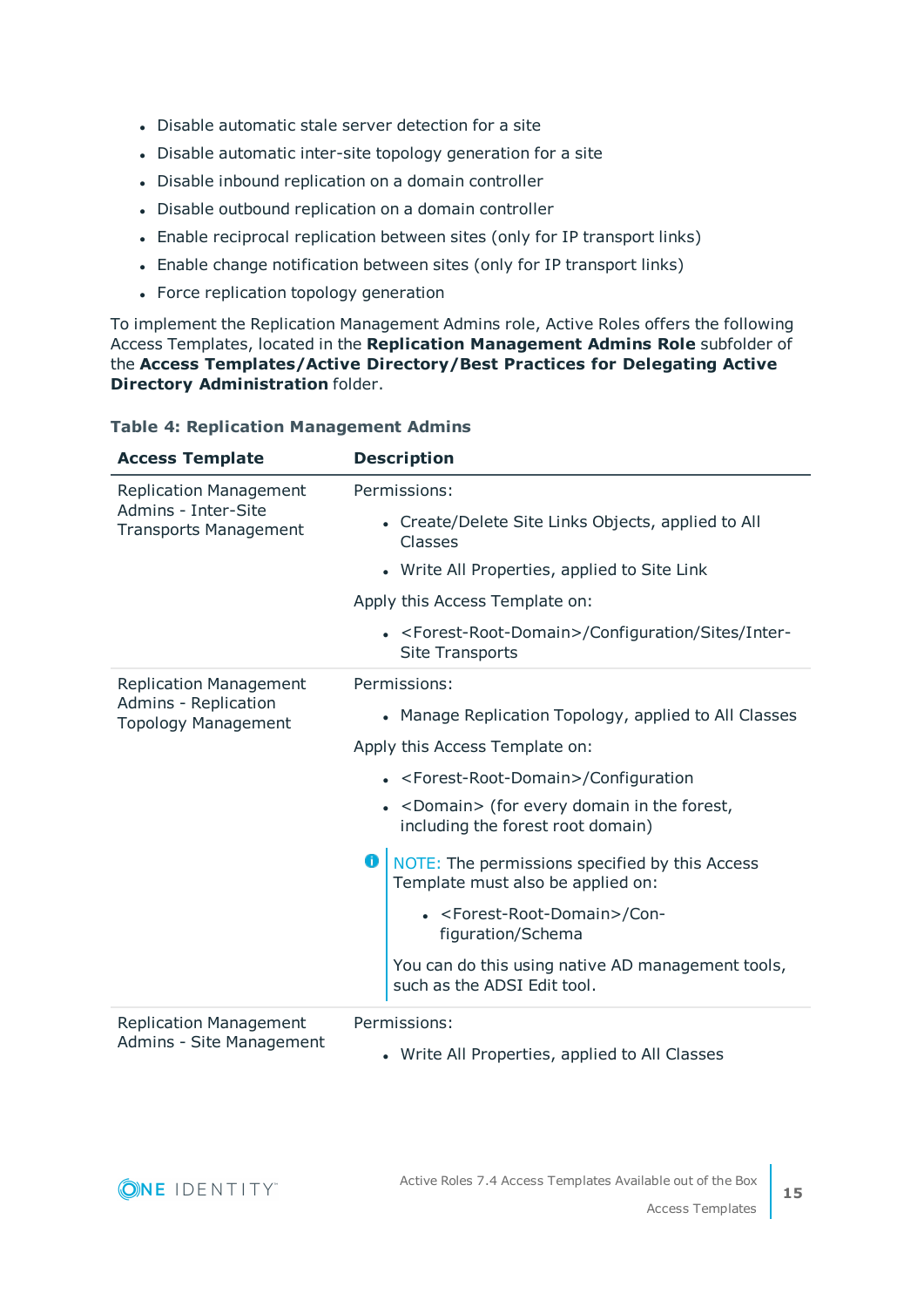- Disable automatic stale server detection for a site
- Disable automatic inter-site topology generation for a site
- Disable inbound replication on a domain controller
- Disable outbound replication on a domain controller
- Enable reciprocal replication between sites (only for IP transport links)
- Enable change notification between sites (only for IP transport links)
- Force replication topology generation

To implement the Replication Management Admins role, Active Roles offers the following Access Templates, located in the **Replication Management Admins Role** subfolder of the **Access Templates/Active Directory/Best Practices for Delegating Active Directory Administration** folder.

**Table 4: Replication Management Admins**

| Access Template | Description |
|---|---|
| Replication Management Admins - Inter-Site Transports Management | Permissions:<br>• Create/Delete Site Links Objects, applied to All Classes<br>• Write All Properties, applied to Site Link<br>Apply this Access Template on:<br>• <Forest-Root-Domain>/Configuration/Sites/Inter-Site Transports |
| Replication Management Admins - Replication Topology Management | Permissions:<br>• Manage Replication Topology, applied to All Classes<br>Apply this Access Template on:<br>• <Forest-Root-Domain>/Configuration<br>• <Domain> (for every domain in the forest, including the forest root domain)<br>NOTE: The permissions specified by this Access Template must also be applied on:<br>• <Forest-Root-Domain>/Configuration/Schema<br>You can do this using native AD management tools, such as the ADSI Edit tool. |
| Replication Management Admins - Site Management | Permissions:<br>• Write All Properties, applied to All Classes |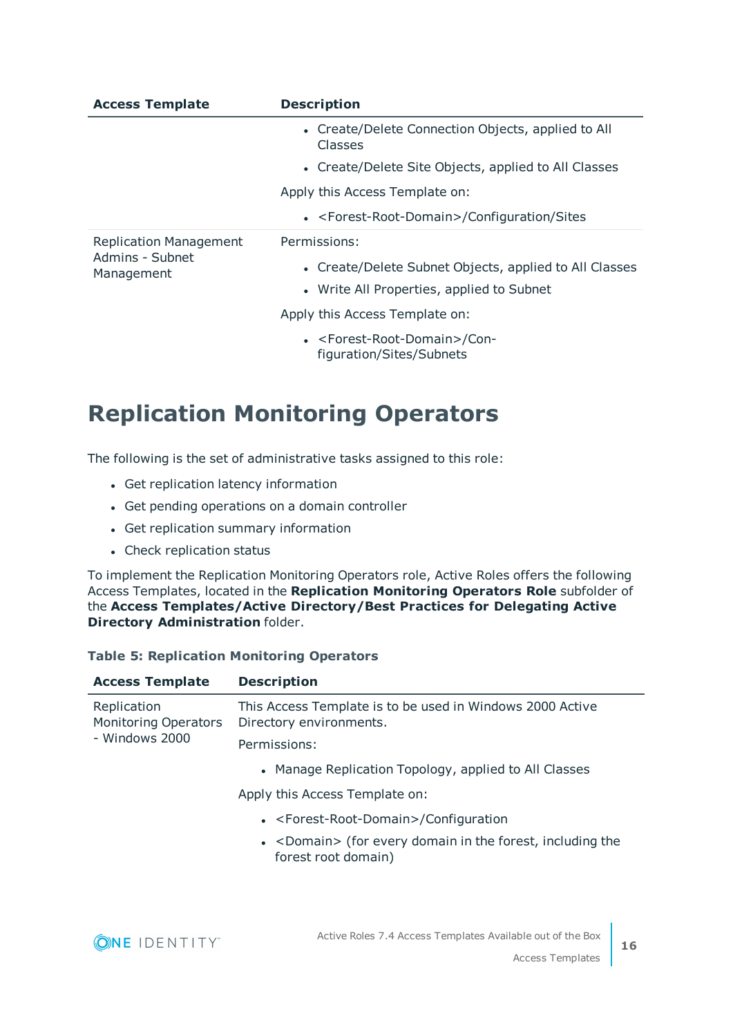| Access Template | Description |
| --- | --- |
| | - Create/Delete Connection Objects, applied to All Classes<br>- Create/Delete Site Objects, applied to All Classes<br><br>Apply this Access Template on:<br><br>- <Forest-Root-Domain>/Configuration/Sites |
| Replication Management Admins - Subnet Management | Permissions:<br><br>- Create/Delete Subnet Objects, applied to All Classes<br>- Write All Properties, applied to Subnet<br><br>Apply this Access Template on:<br><br>- <Forest-Root-Domain>/Configuration/Sites/Subnets |

## Replication Monitoring Operators

The following is the set of administrative tasks assigned to this role:

- Get replication latency information
- Get pending operations on a domain controller
- Get replication summary information
- Check replication status

To implement the Replication Monitoring Operators role, Active Roles offers the following Access Templates, located in the **Replication Monitoring Operators Role** subfolder of the **Access Templates/Active Directory/Best Practices for Delegating Active Directory Administration** folder.

**Table 5: Replication Monitoring Operators**

| Access Template | Description |
| --- | --- |
| Replication Monitoring Operators - Windows 2000 | This Access Template is to be used in Windows 2000 Active Directory environments.<br><br>Permissions:<br><br>- Manage Replication Topology, applied to All Classes<br><br>Apply this Access Template on:<br><br>- <Forest-Root-Domain>/Configuration<br>- <Domain> (for every domain in the forest, including the forest root domain) |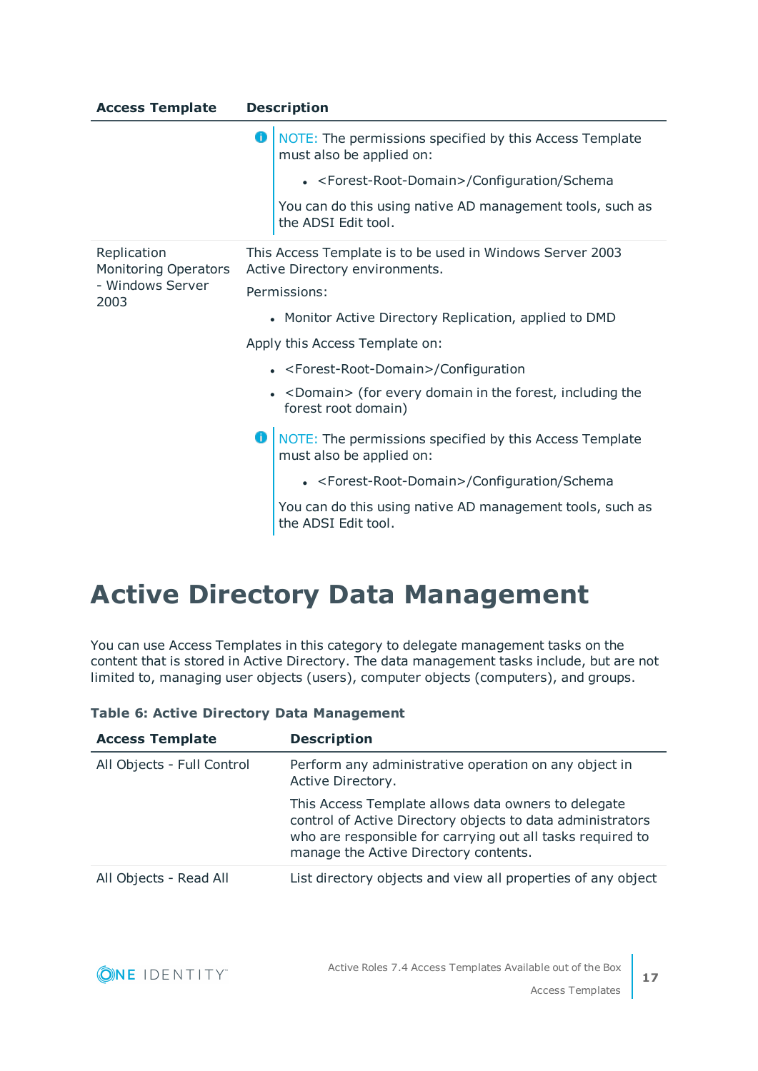| Access Template | Description |
|---|---|
| | NOTE: The permissions specified by this Access Template must also be applied on:<br>• <Forest-Root-Domain>/Configuration/Schema<br>You can do this using native AD management tools, such as the ADSI Edit tool. |
| Replication Monitoring Operators - Windows Server 2003 | This Access Template is to be used in Windows Server 2003 Active Directory environments.<br>Permissions:<br>• Monitor Active Directory Replication, applied to DMD<br>Apply this Access Template on:<br>• <Forest-Root-Domain>/Configuration<br>• <Domain> (for every domain in the forest, including the forest root domain)<br>NOTE: The permissions specified by this Access Template must also be applied on:<br>• <Forest-Root-Domain>/Configuration/Schema<br>You can do this using native AD management tools, such as the ADSI Edit tool. |

# Active Directory Data Management

You can use Access Templates in this category to delegate management tasks on the content that is stored in Active Directory. The data management tasks include, but are not limited to, managing user objects (users), computer objects (computers), and groups.

**Table 6: Active Directory Data Management**

| Access Template | Description |
|---|---|
| All Objects - Full Control | Perform any administrative operation on any object in Active Directory.<br>This Access Template allows data owners to delegate control of Active Directory objects to data administrators who are responsible for carrying out all tasks required to manage the Active Directory contents. |
| All Objects - Read All | List directory objects and view all properties of any object |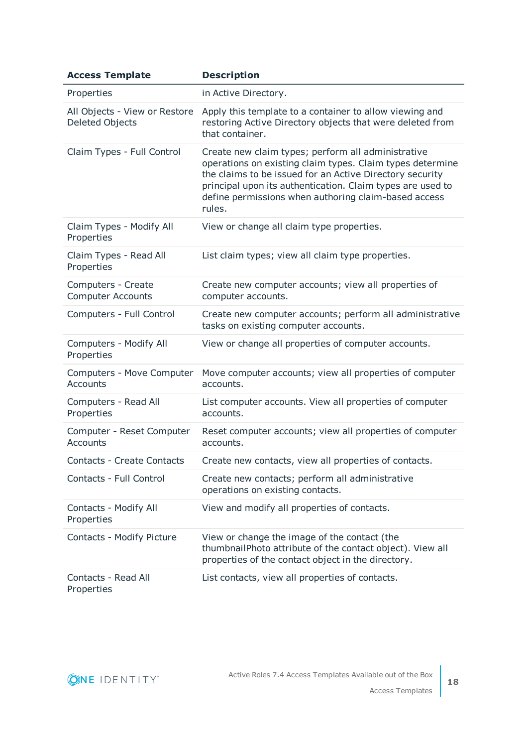| Access Template | Description |
| --- | --- |
| Properties | in Active Directory. |
| All Objects - View or Restore Deleted Objects | Apply this template to a container to allow viewing and restoring Active Directory objects that were deleted from that container. |
| Claim Types - Full Control | Create new claim types; perform all administrative operations on existing claim types. Claim types determine the claims to be issued for an Active Directory security principal upon its authentication. Claim types are used to define permissions when authoring claim-based access rules. |
| Claim Types - Modify All Properties | View or change all claim type properties. |
| Claim Types - Read All Properties | List claim types; view all claim type properties. |
| Computers - Create Computer Accounts | Create new computer accounts; view all properties of computer accounts. |
| Computers - Full Control | Create new computer accounts; perform all administrative tasks on existing computer accounts. |
| Computers - Modify All Properties | View or change all properties of computer accounts. |
| Computers - Move Computer Accounts | Move computer accounts; view all properties of computer accounts. |
| Computers - Read All Properties | List computer accounts. View all properties of computer accounts. |
| Computer - Reset Computer Accounts | Reset computer accounts; view all properties of computer accounts. |
| Contacts - Create Contacts | Create new contacts, view all properties of contacts. |
| Contacts - Full Control | Create new contacts; perform all administrative operations on existing contacts. |
| Contacts - Modify All Properties | View and modify all properties of contacts. |
| Contacts - Modify Picture | View or change the image of the contact (the thumbnailPhoto attribute of the contact object). View all properties of the contact object in the directory. |
| Contacts - Read All Properties | List contacts, view all properties of contacts. |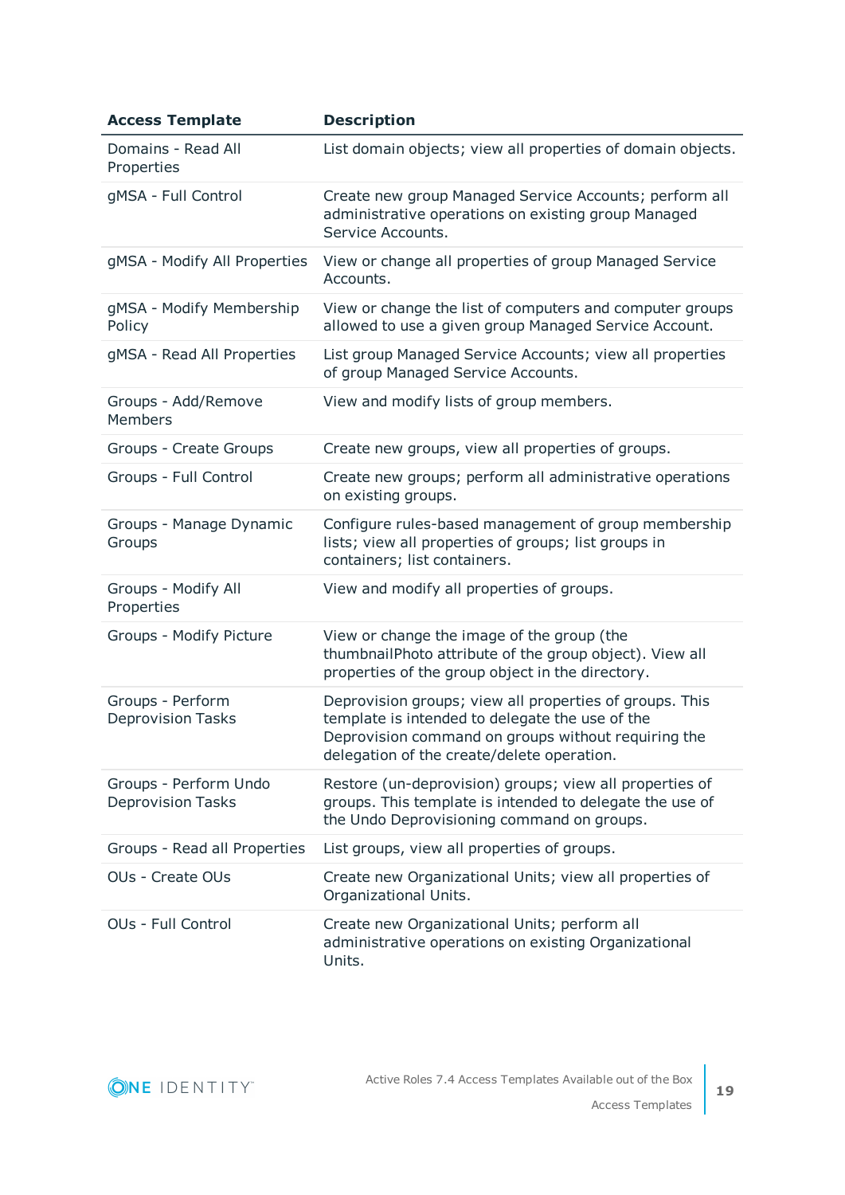| Access Template | Description |
| --- | --- |
| Domains - Read All Properties | List domain objects; view all properties of domain objects. |
| gMSA - Full Control | Create new group Managed Service Accounts; perform all administrative operations on existing group Managed Service Accounts. |
| gMSA - Modify All Properties | View or change all properties of group Managed Service Accounts. |
| gMSA - Modify Membership Policy | View or change the list of computers and computer groups allowed to use a given group Managed Service Account. |
| gMSA - Read All Properties | List group Managed Service Accounts; view all properties of group Managed Service Accounts. |
| Groups - Add/Remove Members | View and modify lists of group members. |
| Groups - Create Groups | Create new groups, view all properties of groups. |
| Groups - Full Control | Create new groups; perform all administrative operations on existing groups. |
| Groups - Manage Dynamic Groups | Configure rules-based management of group membership lists; view all properties of groups; list groups in containers; list containers. |
| Groups - Modify All Properties | View and modify all properties of groups. |
| Groups - Modify Picture | View or change the image of the group (the thumbnailPhoto attribute of the group object). View all properties of the group object in the directory. |
| Groups - Perform Deprovision Tasks | Deprovision groups; view all properties of groups. This template is intended to delegate the use of the Deprovision command on groups without requiring the delegation of the create/delete operation. |
| Groups - Perform Undo Deprovision Tasks | Restore (un-deprovision) groups; view all properties of groups. This template is intended to delegate the use of the Undo Deprovisioning command on groups. |
| Groups - Read all Properties | List groups, view all properties of groups. |
| OUs - Create OUs | Create new Organizational Units; view all properties of Organizational Units. |
| OUs - Full Control | Create new Organizational Units; perform all administrative operations on existing Organizational Units. |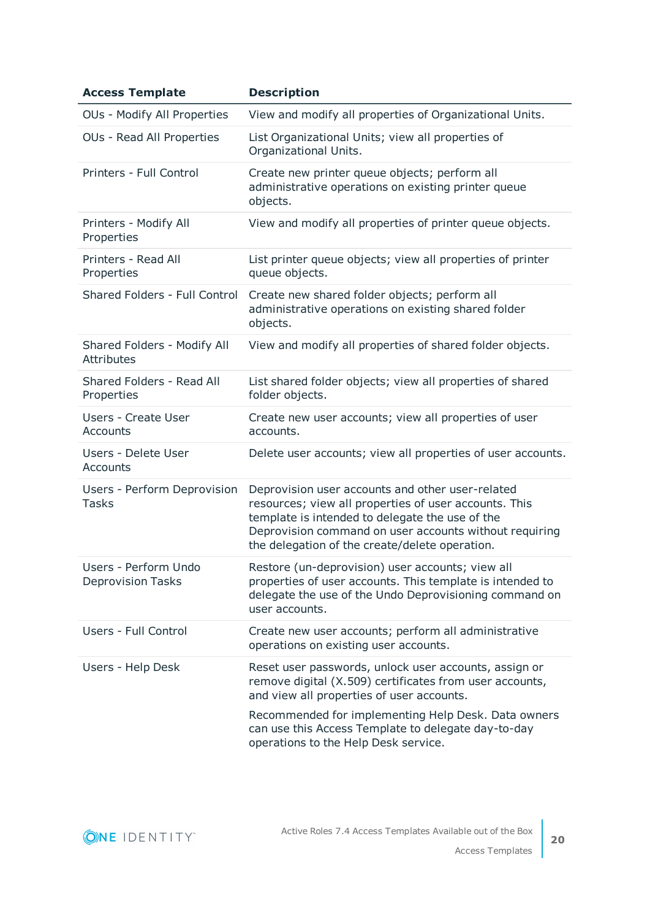| Access Template | Description |
| --- | --- |
| OUs - Modify All Properties | View and modify all properties of Organizational Units. |
| OUs - Read All Properties | List Organizational Units; view all properties of Organizational Units. |
| Printers - Full Control | Create new printer queue objects; perform all administrative operations on existing printer queue objects. |
| Printers - Modify All Properties | View and modify all properties of printer queue objects. |
| Printers - Read All Properties | List printer queue objects; view all properties of printer queue objects. |
| Shared Folders - Full Control | Create new shared folder objects; perform all administrative operations on existing shared folder objects. |
| Shared Folders - Modify All Attributes | View and modify all properties of shared folder objects. |
| Shared Folders - Read All Properties | List shared folder objects; view all properties of shared folder objects. |
| Users - Create User Accounts | Create new user accounts; view all properties of user accounts. |
| Users - Delete User Accounts | Delete user accounts; view all properties of user accounts. |
| Users - Perform Deprovision Tasks | Deprovision user accounts and other user-related resources; view all properties of user accounts. This template is intended to delegate the use of the Deprovision command on user accounts without requiring the delegation of the create/delete operation. |
| Users - Perform Undo Deprovision Tasks | Restore (un-deprovision) user accounts; view all properties of user accounts. This template is intended to delegate the use of the Undo Deprovisioning command on user accounts. |
| Users - Full Control | Create new user accounts; perform all administrative operations on existing user accounts. |
| Users - Help Desk | Reset user passwords, unlock user accounts, assign or remove digital (X.509) certificates from user accounts, and view all properties of user accounts.<br><br>Recommended for implementing Help Desk. Data owners can use this Access Template to delegate day-to-day operations to the Help Desk service. |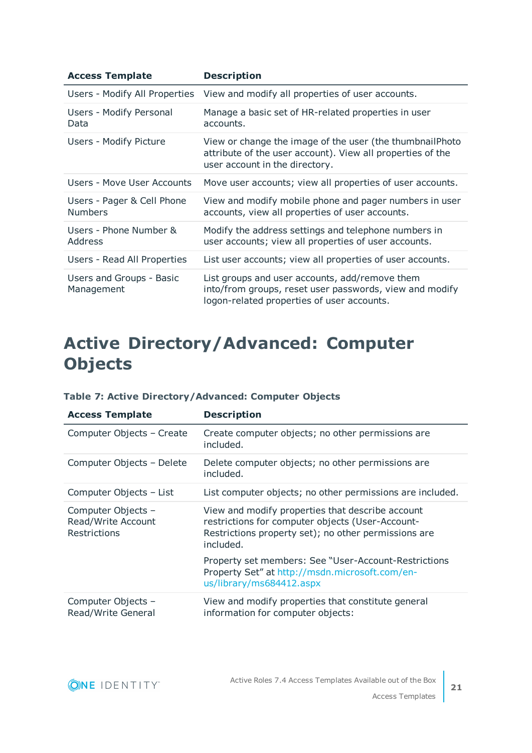| Access Template | Description |
|---|---|
| Users - Modify All Properties | View and modify all properties of user accounts. |
| Users - Modify Personal Data | Manage a basic set of HR-related properties in user accounts. |
| Users - Modify Picture | View or change the image of the user (the thumbnailPhoto attribute of the user account). View all properties of the user account in the directory. |
| Users - Move User Accounts | Move user accounts; view all properties of user accounts. |
| Users - Pager & Cell Phone Numbers | View and modify mobile phone and pager numbers in user accounts, view all properties of user accounts. |
| Users - Phone Number & Address | Modify the address settings and telephone numbers in user accounts; view all properties of user accounts. |
| Users - Read All Properties | List user accounts; view all properties of user accounts. |
| Users and Groups - Basic Management | List groups and user accounts, add/remove them into/from groups, reset user passwords, view and modify logon-related properties of user accounts. |

# Active Directory/Advanced: Computer Objects

**Table 7: Active Directory/Advanced: Computer Objects**

| Access Template | Description |
|---|---|
| Computer Objects – Create | Create computer objects; no other permissions are included. |
| Computer Objects – Delete | Delete computer objects; no other permissions are included. |
| Computer Objects – List | List computer objects; no other permissions are included. |
| Computer Objects – Read/Write Account Restrictions | View and modify properties that describe account restrictions for computer objects (User-Account-Restrictions property set); no other permissions are included.<br><br>Property set members: See "User-Account-Restrictions Property Set" at http://msdn.microsoft.com/en-us/library/ms684412.aspx |
| Computer Objects – Read/Write General | View and modify properties that constitute general information for computer objects: |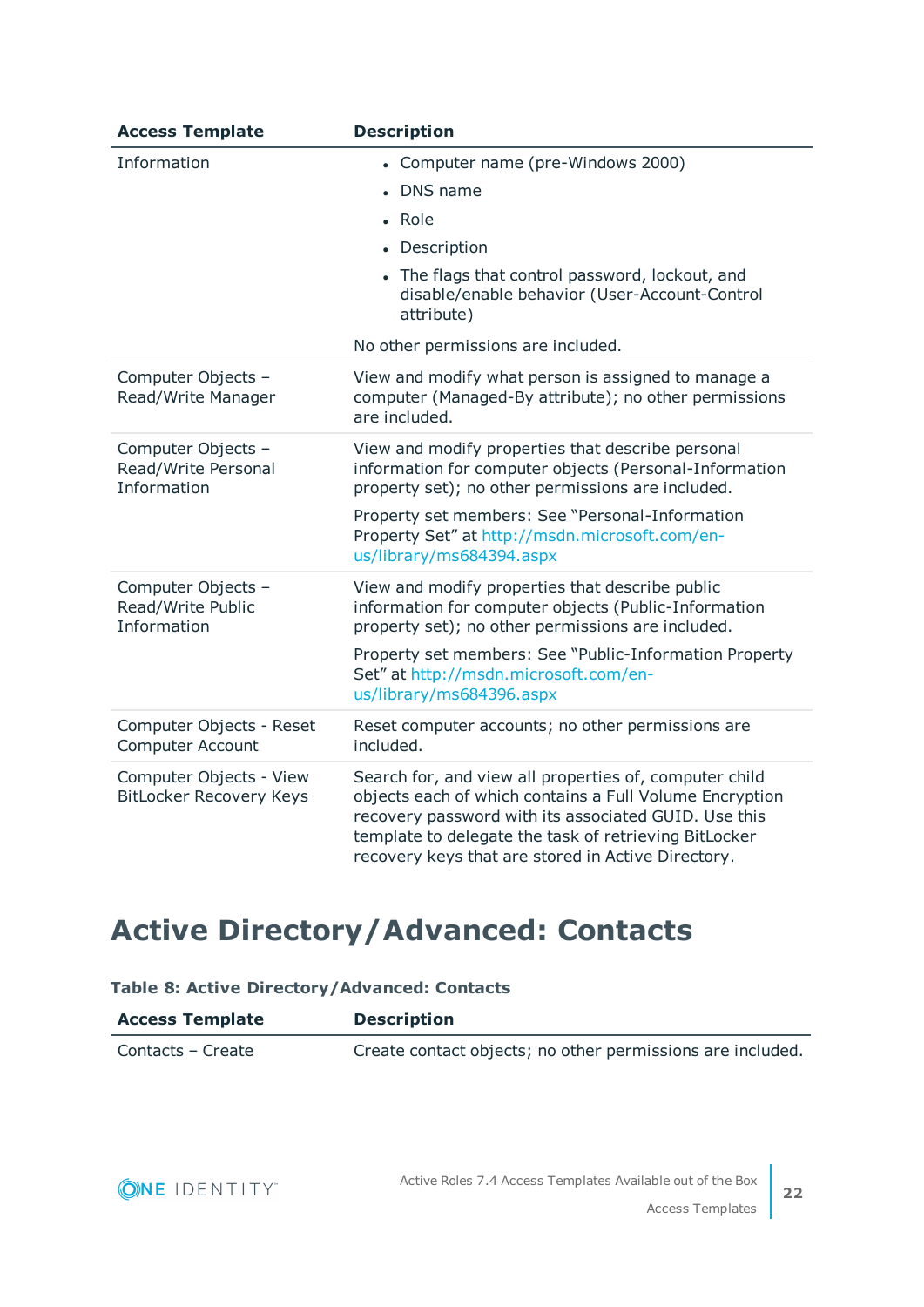| Access Template | Description |
|---|---|
| Information | - Computer name (pre-Windows 2000)<br>- DNS name<br>- Role<br>- Description<br>- The flags that control password, lockout, and disable/enable behavior (User-Account-Control attribute)<br><br>No other permissions are included. |
| Computer Objects – Read/Write Manager | View and modify what person is assigned to manage a computer (Managed-By attribute); no other permissions are included. |
| Computer Objects – Read/Write Personal Information | View and modify properties that describe personal information for computer objects (Personal-Information property set); no other permissions are included.<br><br>Property set members: See "Personal-Information Property Set" at http://msdn.microsoft.com/en-us/library/ms684394.aspx |
| Computer Objects – Read/Write Public Information | View and modify properties that describe public information for computer objects (Public-Information property set); no other permissions are included.<br><br>Property set members: See "Public-Information Property Set" at http://msdn.microsoft.com/en-us/library/ms684396.aspx |
| Computer Objects - Reset Computer Account | Reset computer accounts; no other permissions are included. |
| Computer Objects - View BitLocker Recovery Keys | Search for, and view all properties of, computer child objects each of which contains a Full Volume Encryption recovery password with its associated GUID. Use this template to delegate the task of retrieving BitLocker recovery keys that are stored in Active Directory. |

# Active Directory/Advanced: Contacts

**Table 8: Active Directory/Advanced: Contacts**

| Access Template | Description |
|---|---|
| Contacts – Create | Create contact objects; no other permissions are included. |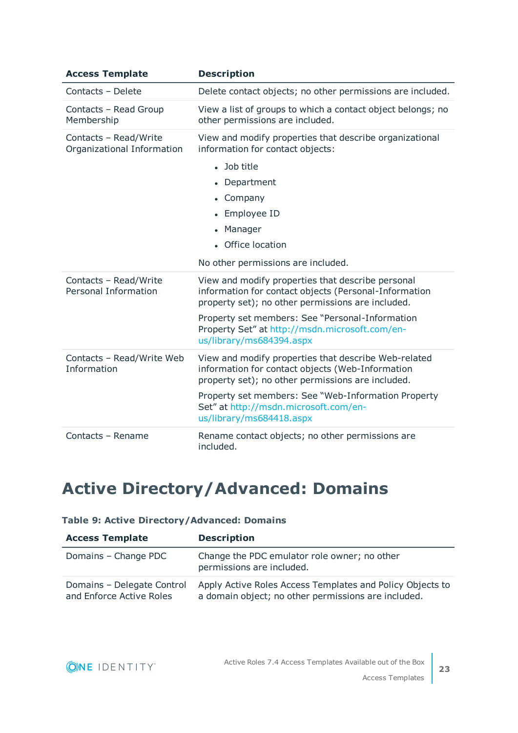| Access Template | Description |
| --- | --- |
| Contacts – Delete | Delete contact objects; no other permissions are included. |
| Contacts – Read Group Membership | View a list of groups to which a contact object belongs; no other permissions are included. |
| Contacts – Read/Write Organizational Information | View and modify properties that describe organizational information for contact objects:<br>• Job title<br>• Department<br>• Company<br>• Employee ID<br>• Manager<br>• Office location<br><br>No other permissions are included. |
| Contacts – Read/Write Personal Information | View and modify properties that describe personal information for contact objects (Personal-Information property set); no other permissions are included.<br><br>Property set members: See "Personal-Information Property Set" at http://msdn.microsoft.com/en-us/library/ms684394.aspx |
| Contacts – Read/Write Web Information | View and modify properties that describe Web-related information for contact objects (Web-Information property set); no other permissions are included.<br><br>Property set members: See "Web-Information Property Set" at http://msdn.microsoft.com/en-us/library/ms684418.aspx |
| Contacts – Rename | Rename contact objects; no other permissions are included. |

# Active Directory/Advanced: Domains

**Table 9: Active Directory/Advanced: Domains**

| Access Template | Description |
| --- | --- |
| Domains – Change PDC | Change the PDC emulator role owner; no other permissions are included. |
| Domains – Delegate Control and Enforce Active Roles | Apply Active Roles Access Templates and Policy Objects to a domain object; no other permissions are included. |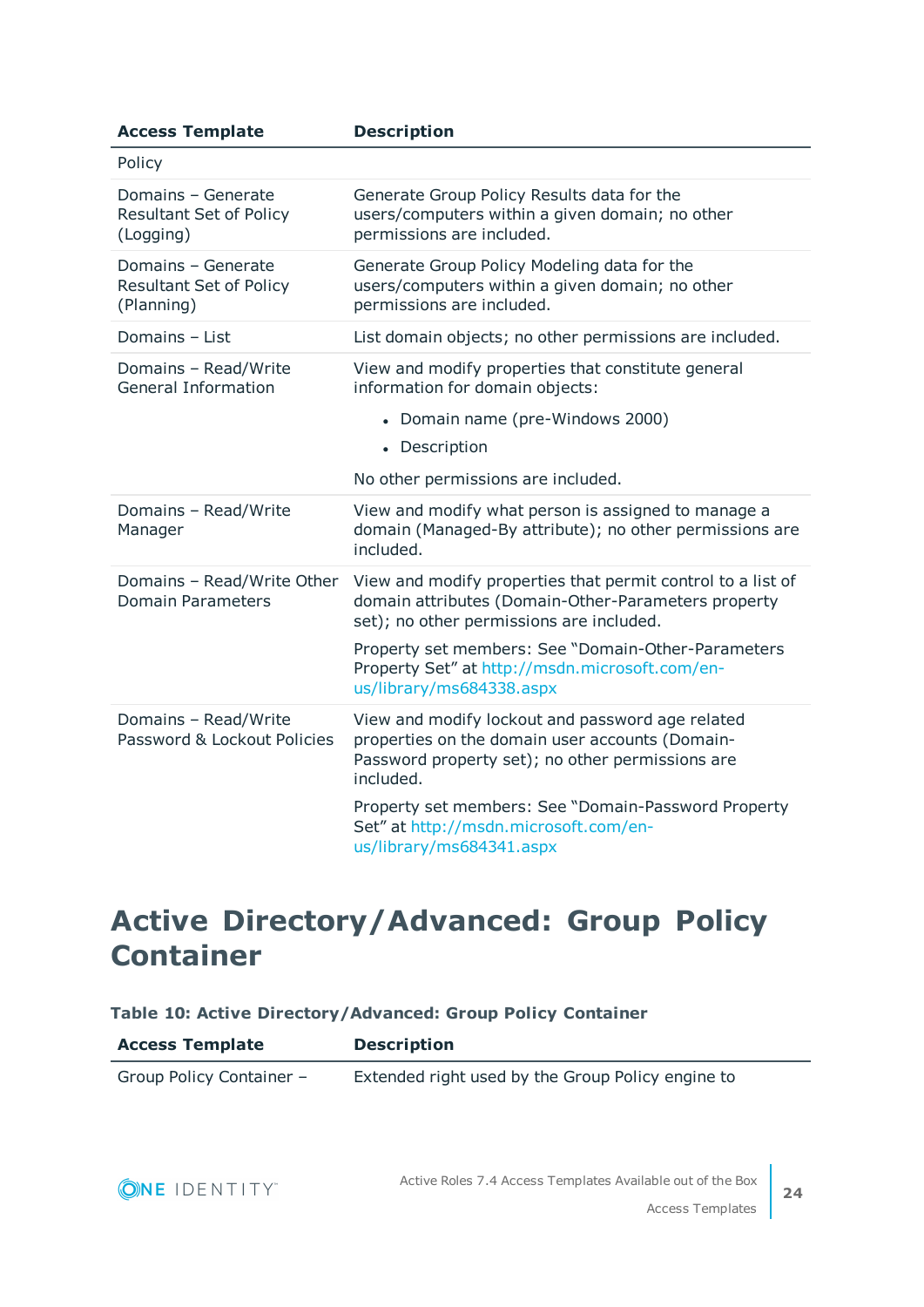| Access Template | Description |
|---|---|
| Policy | |
| Domains – Generate Resultant Set of Policy (Logging) | Generate Group Policy Results data for the users/computers within a given domain; no other permissions are included. |
| Domains – Generate Resultant Set of Policy (Planning) | Generate Group Policy Modeling data for the users/computers within a given domain; no other permissions are included. |
| Domains – List | List domain objects; no other permissions are included. |
| Domains – Read/Write General Information | View and modify properties that constitute general information for domain objects:<br>• Domain name (pre-Windows 2000)<br>• Description<br><br>No other permissions are included. |
| Domains – Read/Write Manager | View and modify what person is assigned to manage a domain (Managed-By attribute); no other permissions are included. |
| Domains – Read/Write Other Domain Parameters | View and modify properties that permit control to a list of domain attributes (Domain-Other-Parameters property set); no other permissions are included.<br><br>Property set members: See "Domain-Other-Parameters Property Set" at http://msdn.microsoft.com/en-us/library/ms684338.aspx |
| Domains – Read/Write Password & Lockout Policies | View and modify lockout and password age related properties on the domain user accounts (Domain-Password property set); no other permissions are included.<br><br>Property set members: See "Domain-Password Property Set" at http://msdn.microsoft.com/en-us/library/ms684341.aspx |

# Active Directory/Advanced: Group Policy Container

**Table 10: Active Directory/Advanced: Group Policy Container**

| Access Template | Description |
|---|---|
| Group Policy Container – | Extended right used by the Group Policy engine to |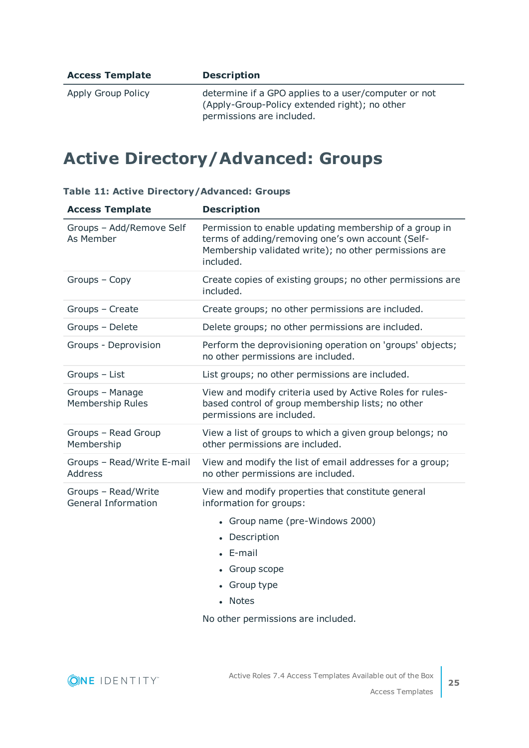| Access Template | Description |
| --- | --- |
| Apply Group Policy | determine if a GPO applies to a user/computer or not (Apply-Group-Policy extended right); no other permissions are included. |

## Active Directory/Advanced: Groups

**Table 11: Active Directory/Advanced: Groups**

| Access Template | Description |
| --- | --- |
| Groups – Add/Remove Self As Member | Permission to enable updating membership of a group in terms of adding/removing one's own account (Self-Membership validated write); no other permissions are included. |
| Groups – Copy | Create copies of existing groups; no other permissions are included. |
| Groups – Create | Create groups; no other permissions are included. |
| Groups – Delete | Delete groups; no other permissions are included. |
| Groups - Deprovision | Perform the deprovisioning operation on 'groups' objects; no other permissions are included. |
| Groups – List | List groups; no other permissions are included. |
| Groups – Manage Membership Rules | View and modify criteria used by Active Roles for rules-based control of group membership lists; no other permissions are included. |
| Groups – Read Group Membership | View a list of groups to which a given group belongs; no other permissions are included. |
| Groups – Read/Write E-mail Address | View and modify the list of email addresses for a group; no other permissions are included. |
| Groups – Read/Write General Information | View and modify properties that constitute general information for groups:<br>• Group name (pre-Windows 2000)<br>• Description<br>• E-mail<br>• Group scope<br>• Group type<br>• Notes<br>No other permissions are included. |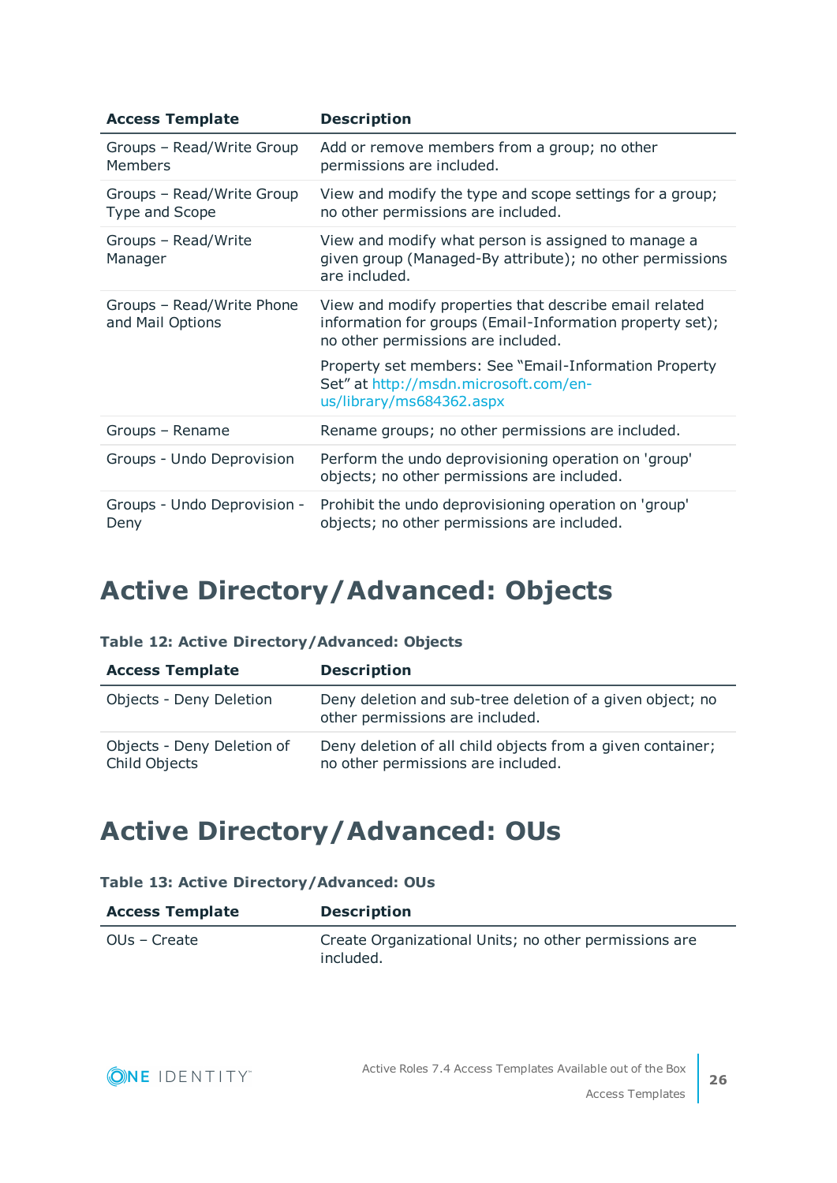| Access Template | Description |
| --- | --- |
| Groups – Read/Write Group Members | Add or remove members from a group; no other permissions are included. |
| Groups – Read/Write Group Type and Scope | View and modify the type and scope settings for a group; no other permissions are included. |
| Groups – Read/Write Manager | View and modify what person is assigned to manage a given group (Managed-By attribute); no other permissions are included. |
| Groups – Read/Write Phone and Mail Options | View and modify properties that describe email related information for groups (Email-Information property set); no other permissions are included.<br><br>Property set members: See “Email-Information Property Set” at http://msdn.microsoft.com/en-us/library/ms684362.aspx |
| Groups – Rename | Rename groups; no other permissions are included. |
| Groups - Undo Deprovision | Perform the undo deprovisioning operation on 'group' objects; no other permissions are included. |
| Groups - Undo Deprovision - Deny | Prohibit the undo deprovisioning operation on 'group' objects; no other permissions are included. |

# Active Directory/Advanced: Objects

**Table 12: Active Directory/Advanced: Objects**

| Access Template | Description |
| --- | --- |
| Objects - Deny Deletion | Deny deletion and sub-tree deletion of a given object; no other permissions are included. |
| Objects - Deny Deletion of Child Objects | Deny deletion of all child objects from a given container; no other permissions are included. |

# Active Directory/Advanced: OUs

**Table 13: Active Directory/Advanced: OUs**

| Access Template | Description |
| --- | --- |
| OUs – Create | Create Organizational Units; no other permissions are included. |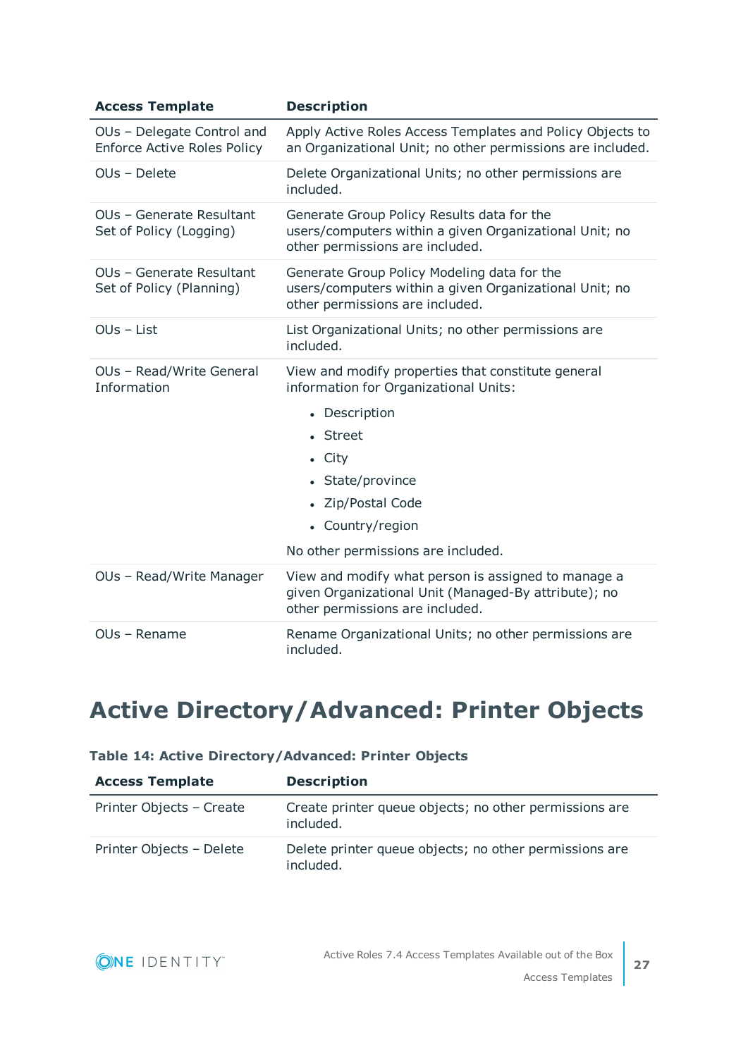| Access Template | Description |
|---|---|
| OUs – Delegate Control and Enforce Active Roles Policy | Apply Active Roles Access Templates and Policy Objects to an Organizational Unit; no other permissions are included. |
| OUs – Delete | Delete Organizational Units; no other permissions are included. |
| OUs – Generate Resultant Set of Policy (Logging) | Generate Group Policy Results data for the users/computers within a given Organizational Unit; no other permissions are included. |
| OUs – Generate Resultant Set of Policy (Planning) | Generate Group Policy Modeling data for the users/computers within a given Organizational Unit; no other permissions are included. |
| OUs – List | List Organizational Units; no other permissions are included. |
| OUs – Read/Write General Information | View and modify properties that constitute general information for Organizational Units:<br>• Description<br>• Street<br>• City<br>• State/province<br>• Zip/Postal Code<br>• Country/region<br>No other permissions are included. |
| OUs – Read/Write Manager | View and modify what person is assigned to manage a given Organizational Unit (Managed-By attribute); no other permissions are included. |
| OUs – Rename | Rename Organizational Units; no other permissions are included. |

# Active Directory/Advanced: Printer Objects

**Table 14: Active Directory/Advanced: Printer Objects**

| Access Template | Description |
|---|---|
| Printer Objects – Create | Create printer queue objects; no other permissions are included. |
| Printer Objects – Delete | Delete printer queue objects; no other permissions are included. |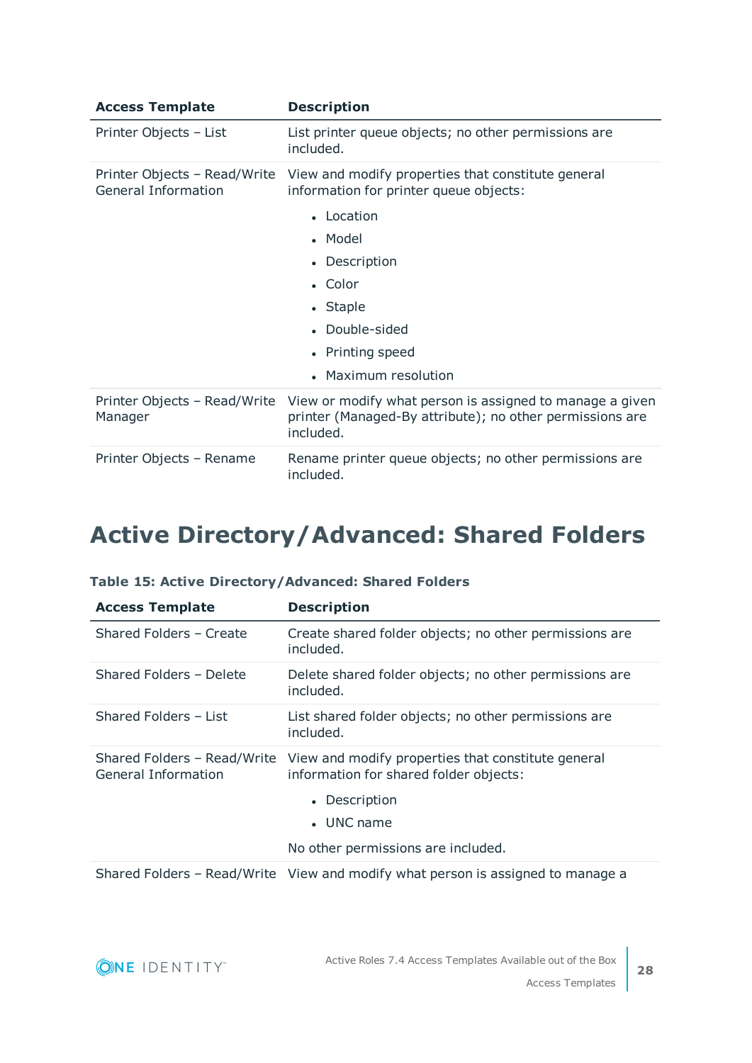| Access Template | Description |
|---|---|
| Printer Objects – List | List printer queue objects; no other permissions are included. |
| Printer Objects – Read/Write General Information | View and modify properties that constitute general information for printer queue objects:<br>• Location<br>• Model<br>• Description<br>• Color<br>• Staple<br>• Double-sided<br>• Printing speed<br>• Maximum resolution |
| Printer Objects – Read/Write Manager | View or modify what person is assigned to manage a given printer (Managed-By attribute); no other permissions are included. |
| Printer Objects – Rename | Rename printer queue objects; no other permissions are included. |

# Active Directory/Advanced: Shared Folders

**Table 15: Active Directory/Advanced: Shared Folders**

| Access Template | Description |
|---|---|
| Shared Folders – Create | Create shared folder objects; no other permissions are included. |
| Shared Folders – Delete | Delete shared folder objects; no other permissions are included. |
| Shared Folders – List | List shared folder objects; no other permissions are included. |
| Shared Folders – Read/Write General Information | View and modify properties that constitute general information for shared folder objects:<br>• Description<br>• UNC name<br><br>No other permissions are included. |
| Shared Folders – Read/Write | View and modify what person is assigned to manage a |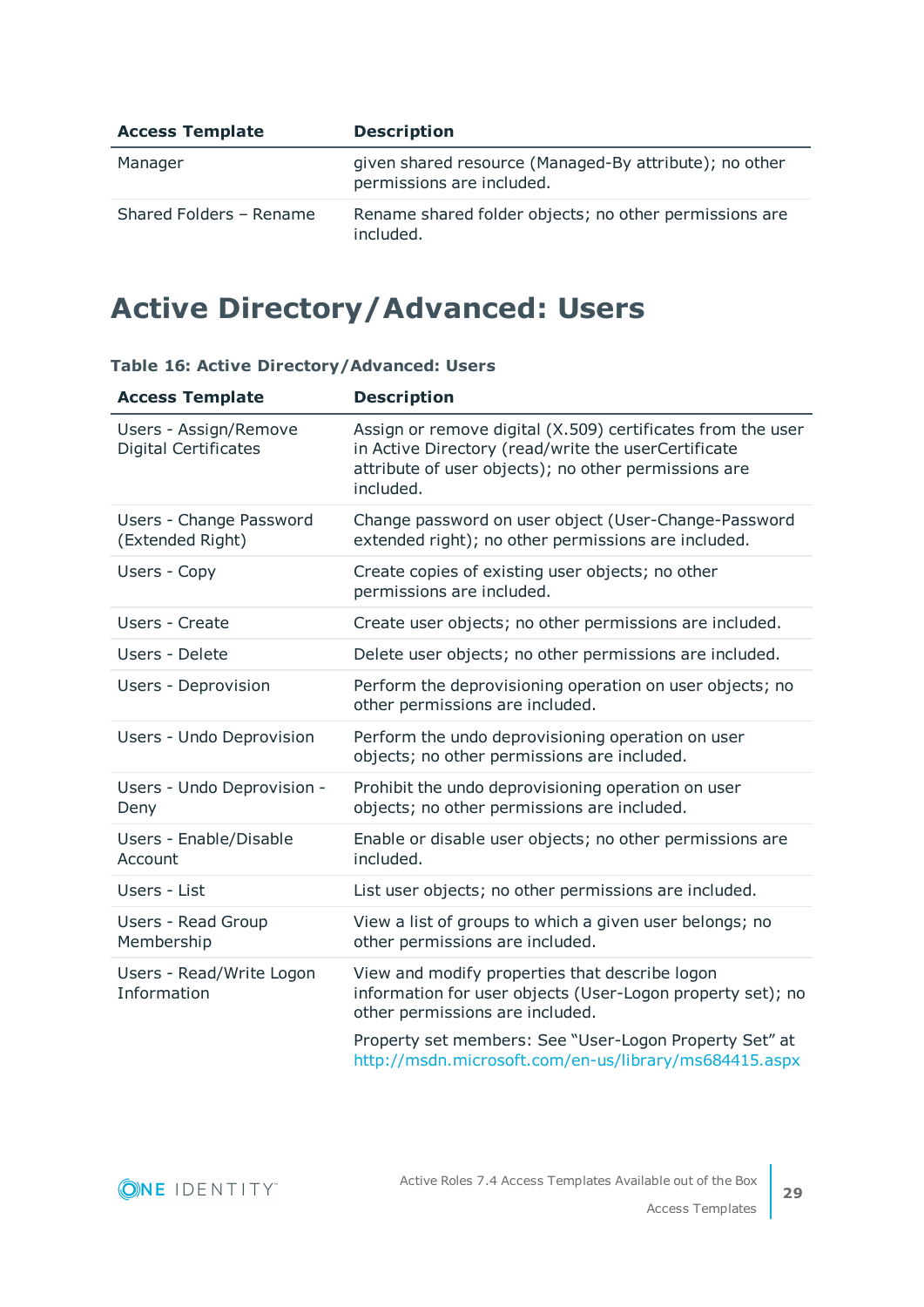| Access Template | Description |
| --- | --- |
| Manager | given shared resource (Managed-By attribute); no other permissions are included. |
| Shared Folders – Rename | Rename shared folder objects; no other permissions are included. |

# Active Directory/Advanced: Users

**Table 16: Active Directory/Advanced: Users**

| Access Template | Description |
| --- | --- |
| Users - Assign/Remove Digital Certificates | Assign or remove digital (X.509) certificates from the user in Active Directory (read/write the userCertificate attribute of user objects); no other permissions are included. |
| Users - Change Password (Extended Right) | Change password on user object (User-Change-Password extended right); no other permissions are included. |
| Users - Copy | Create copies of existing user objects; no other permissions are included. |
| Users - Create | Create user objects; no other permissions are included. |
| Users - Delete | Delete user objects; no other permissions are included. |
| Users - Deprovision | Perform the deprovisioning operation on user objects; no other permissions are included. |
| Users - Undo Deprovision | Perform the undo deprovisioning operation on user objects; no other permissions are included. |
| Users - Undo Deprovision - Deny | Prohibit the undo deprovisioning operation on user objects; no other permissions are included. |
| Users - Enable/Disable Account | Enable or disable user objects; no other permissions are included. |
| Users - List | List user objects; no other permissions are included. |
| Users - Read Group Membership | View a list of groups to which a given user belongs; no other permissions are included. |
| Users - Read/Write Logon Information | View and modify properties that describe logon information for user objects (User-Logon property set); no other permissions are included. Property set members: See "User-Logon Property Set" at http://msdn.microsoft.com/en-us/library/ms684415.aspx |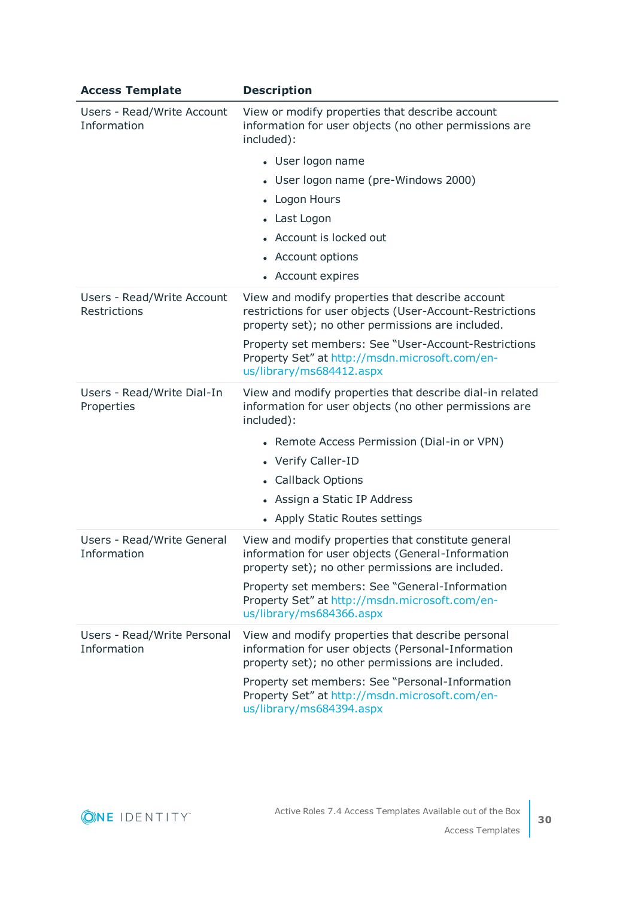| Access Template | Description |
|---|---|
| Users - Read/Write Account Information | View or modify properties that describe account information for user objects (no other permissions are included):<br>• User logon name<br>• User logon name (pre-Windows 2000)<br>• Logon Hours<br>• Last Logon<br>• Account is locked out<br>• Account options<br>• Account expires |
| Users - Read/Write Account Restrictions | View and modify properties that describe account restrictions for user objects (User-Account-Restrictions property set); no other permissions are included.<br><br>Property set members: See "User-Account-Restrictions Property Set" at http://msdn.microsoft.com/en-us/library/ms684412.aspx |
| Users - Read/Write Dial-In Properties | View and modify properties that describe dial-in related information for user objects (no other permissions are included):<br>• Remote Access Permission (Dial-in or VPN)<br>• Verify Caller-ID<br>• Callback Options<br>• Assign a Static IP Address<br>• Apply Static Routes settings |
| Users - Read/Write General Information | View and modify properties that constitute general information for user objects (General-Information property set); no other permissions are included.<br><br>Property set members: See "General-Information Property Set" at http://msdn.microsoft.com/en-us/library/ms684366.aspx |
| Users - Read/Write Personal Information | View and modify properties that describe personal information for user objects (Personal-Information property set); no other permissions are included.<br><br>Property set members: See "Personal-Information Property Set" at http://msdn.microsoft.com/en-us/library/ms684394.aspx |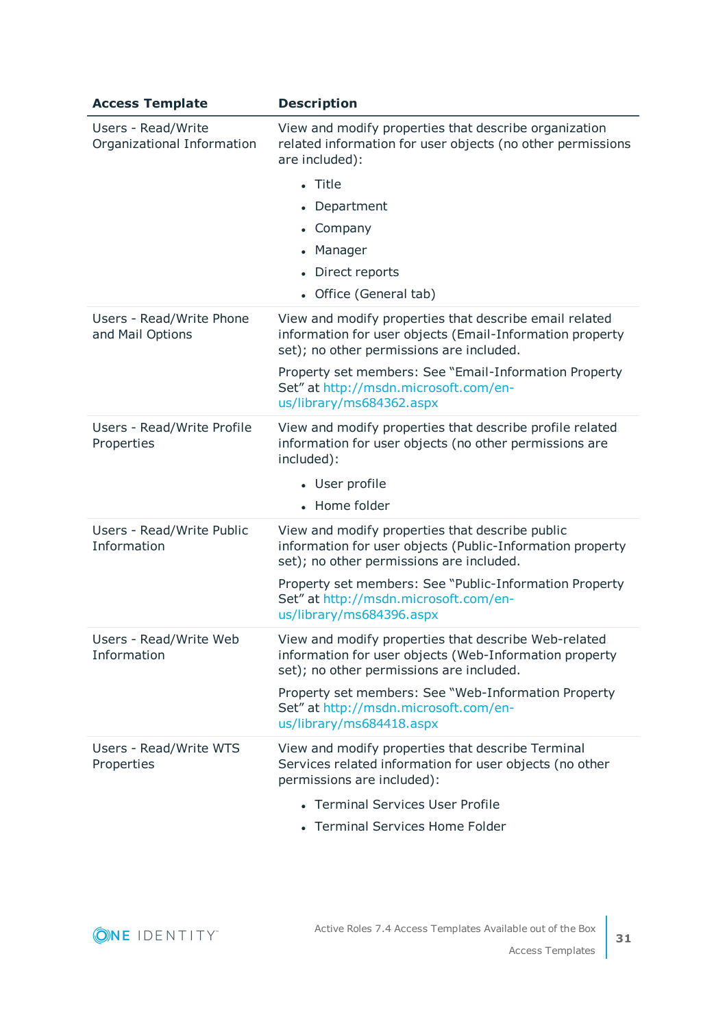| Access Template | Description |
|---|---|
| Users - Read/Write Organizational Information | View and modify properties that describe organization related information for user objects (no other permissions are included):<br>• Title<br>• Department<br>• Company<br>• Manager<br>• Direct reports<br>• Office (General tab) |
| Users - Read/Write Phone and Mail Options | View and modify properties that describe email related information for user objects (Email-Information property set); no other permissions are included.<br><br>Property set members: See "Email-Information Property Set" at http://msdn.microsoft.com/en-us/library/ms684362.aspx |
| Users - Read/Write Profile Properties | View and modify properties that describe profile related information for user objects (no other permissions are included):<br>• User profile<br>• Home folder |
| Users - Read/Write Public Information | View and modify properties that describe public information for user objects (Public-Information property set); no other permissions are included.<br><br>Property set members: See "Public-Information Property Set" at http://msdn.microsoft.com/en-us/library/ms684396.aspx |
| Users - Read/Write Web Information | View and modify properties that describe Web-related information for user objects (Web-Information property set); no other permissions are included.<br><br>Property set members: See "Web-Information Property Set" at http://msdn.microsoft.com/en-us/library/ms684418.aspx |
| Users - Read/Write WTS Properties | View and modify properties that describe Terminal Services related information for user objects (no other permissions are included):<br>• Terminal Services User Profile<br>• Terminal Services Home Folder |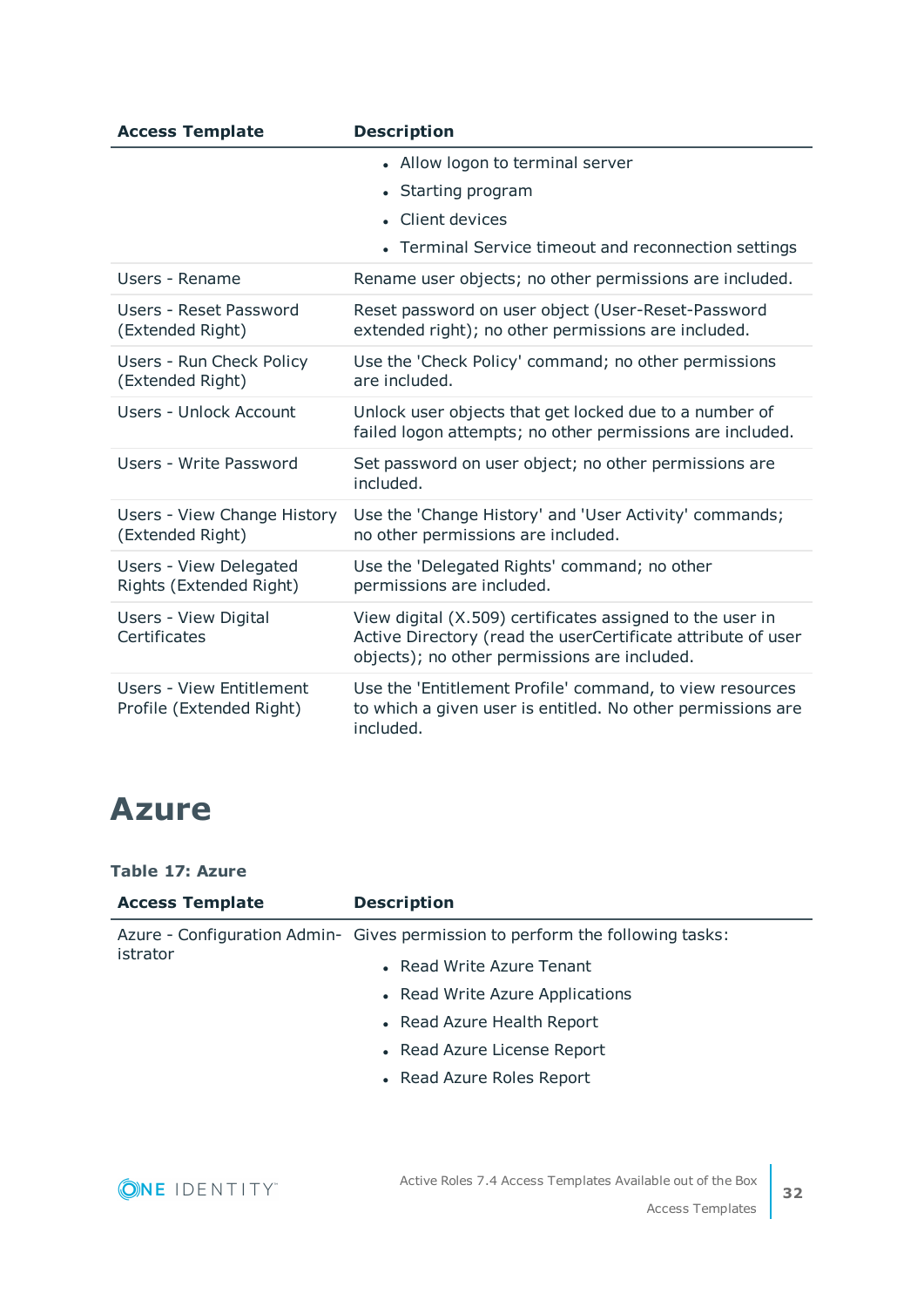| Access Template | Description |
| --- | --- |
| | • Allow logon to terminal server<br>• Starting program<br>• Client devices<br>• Terminal Service timeout and reconnection settings |
| Users - Rename | Rename user objects; no other permissions are included. |
| Users - Reset Password (Extended Right) | Reset password on user object (User-Reset-Password extended right); no other permissions are included. |
| Users - Run Check Policy (Extended Right) | Use the 'Check Policy' command; no other permissions are included. |
| Users - Unlock Account | Unlock user objects that get locked due to a number of failed logon attempts; no other permissions are included. |
| Users - Write Password | Set password on user object; no other permissions are included. |
| Users - View Change History (Extended Right) | Use the 'Change History' and 'User Activity' commands; no other permissions are included. |
| Users - View Delegated Rights (Extended Right) | Use the 'Delegated Rights' command; no other permissions are included. |
| Users - View Digital Certificates | View digital (X.509) certificates assigned to the user in Active Directory (read the userCertificate attribute of user objects); no other permissions are included. |
| Users - View Entitlement Profile (Extended Right) | Use the 'Entitlement Profile' command, to view resources to which a given user is entitled. No other permissions are included. |

# Azure

**Table 17: Azure**

| Access Template | Description |
| --- | --- |
| Azure - Configuration Administrator | Gives permission to perform the following tasks:<br>• Read Write Azure Tenant<br>• Read Write Azure Applications<br>• Read Azure Health Report<br>• Read Azure License Report<br>• Read Azure Roles Report |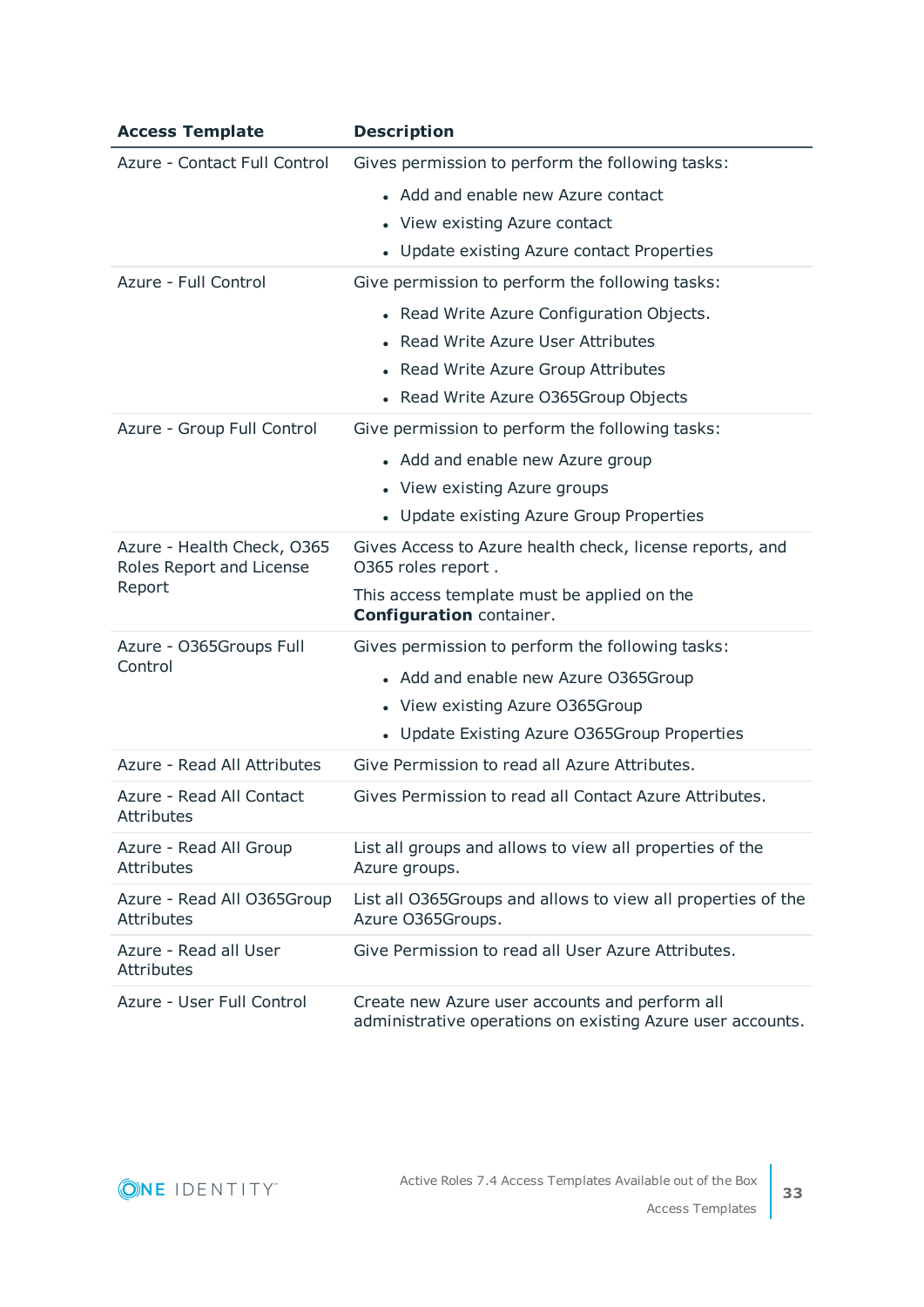| Access Template | Description |
| --- | --- |
| Azure - Contact Full Control | Gives permission to perform the following tasks:<br>• Add and enable new Azure contact<br>• View existing Azure contact<br>• Update existing Azure contact Properties |
| Azure - Full Control | Give permission to perform the following tasks:<br>• Read Write Azure Configuration Objects.<br>• Read Write Azure User Attributes<br>• Read Write Azure Group Attributes<br>• Read Write Azure O365Group Objects |
| Azure - Group Full Control | Give permission to perform the following tasks:<br>• Add and enable new Azure group<br>• View existing Azure groups<br>• Update existing Azure Group Properties |
| Azure - Health Check, O365 Roles Report and License Report | Gives Access to Azure health check, license reports, and O365 roles report .<br>This access template must be applied on the **Configuration** container. |
| Azure - O365Groups Full Control | Gives permission to perform the following tasks:<br>• Add and enable new Azure O365Group<br>• View existing Azure O365Group<br>• Update Existing Azure O365Group Properties |
| Azure - Read All Attributes | Give Permission to read all Azure Attributes. |
| Azure - Read All Contact Attributes | Gives Permission to read all Contact Azure Attributes. |
| Azure - Read All Group Attributes | List all groups and allows to view all properties of the Azure groups. |
| Azure - Read All O365Group Attributes | List all O365Groups and allows to view all properties of the Azure O365Groups. |
| Azure - Read all User Attributes | Give Permission to read all User Azure Attributes. |
| Azure - User Full Control | Create new Azure user accounts and perform all administrative operations on existing Azure user accounts. |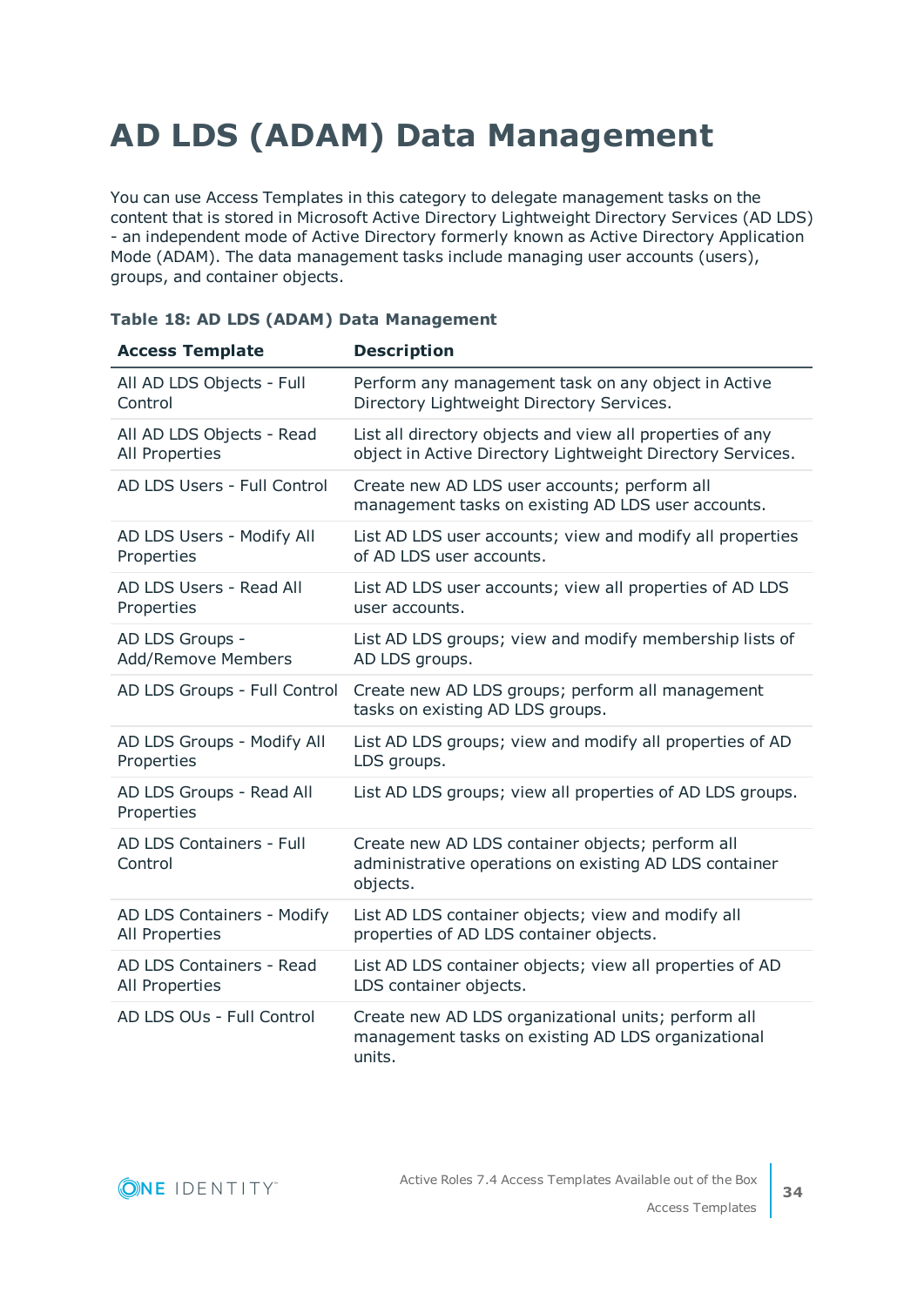# AD LDS (ADAM) Data Management

You can use Access Templates in this category to delegate management tasks on the content that is stored in Microsoft Active Directory Lightweight Directory Services (AD LDS) - an independent mode of Active Directory formerly known as Active Directory Application Mode (ADAM). The data management tasks include managing user accounts (users), groups, and container objects.

**Table 18: AD LDS (ADAM) Data Management**

| Access Template | Description |
| --- | --- |
| All AD LDS Objects - Full Control | Perform any management task on any object in Active Directory Lightweight Directory Services. |
| All AD LDS Objects - Read All Properties | List all directory objects and view all properties of any object in Active Directory Lightweight Directory Services. |
| AD LDS Users - Full Control | Create new AD LDS user accounts; perform all management tasks on existing AD LDS user accounts. |
| AD LDS Users - Modify All Properties | List AD LDS user accounts; view and modify all properties of AD LDS user accounts. |
| AD LDS Users - Read All Properties | List AD LDS user accounts; view all properties of AD LDS user accounts. |
| AD LDS Groups - Add/Remove Members | List AD LDS groups; view and modify membership lists of AD LDS groups. |
| AD LDS Groups - Full Control | Create new AD LDS groups; perform all management tasks on existing AD LDS groups. |
| AD LDS Groups - Modify All Properties | List AD LDS groups; view and modify all properties of AD LDS groups. |
| AD LDS Groups - Read All Properties | List AD LDS groups; view all properties of AD LDS groups. |
| AD LDS Containers - Full Control | Create new AD LDS container objects; perform all administrative operations on existing AD LDS container objects. |
| AD LDS Containers - Modify All Properties | List AD LDS container objects; view and modify all properties of AD LDS container objects. |
| AD LDS Containers - Read All Properties | List AD LDS container objects; view all properties of AD LDS container objects. |
| AD LDS OUs - Full Control | Create new AD LDS organizational units; perform all management tasks on existing AD LDS organizational units. |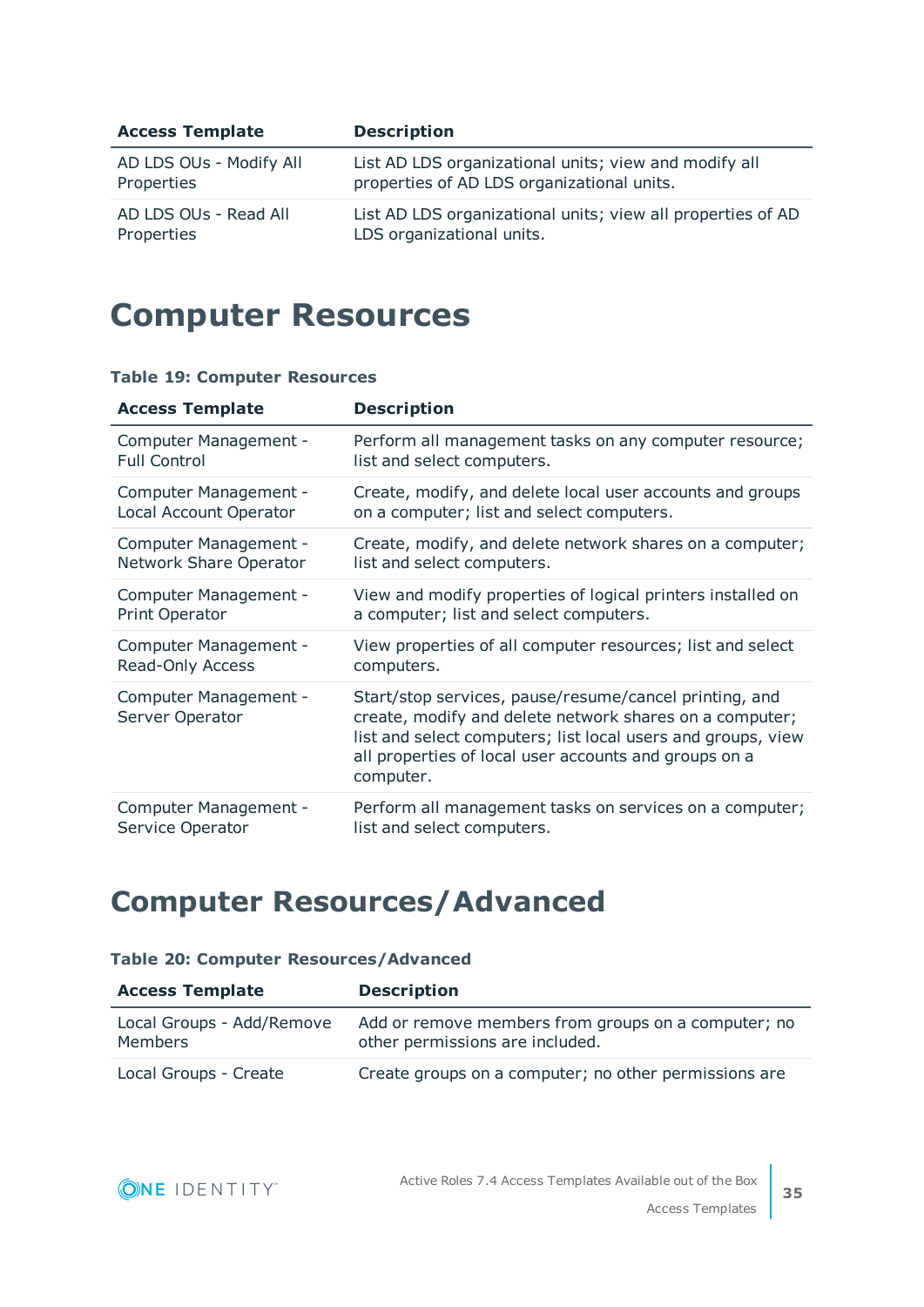| Access Template | Description |
| --- | --- |
| AD LDS OUs - Modify All Properties | List AD LDS organizational units; view and modify all properties of AD LDS organizational units. |
| AD LDS OUs - Read All Properties | List AD LDS organizational units; view all properties of AD LDS organizational units. |

# Computer Resources

**Table 19: Computer Resources**

| Access Template | Description |
| --- | --- |
| Computer Management - Full Control | Perform all management tasks on any computer resource; list and select computers. |
| Computer Management - Local Account Operator | Create, modify, and delete local user accounts and groups on a computer; list and select computers. |
| Computer Management - Network Share Operator | Create, modify, and delete network shares on a computer; list and select computers. |
| Computer Management - Print Operator | View and modify properties of logical printers installed on a computer; list and select computers. |
| Computer Management - Read-Only Access | View properties of all computer resources; list and select computers. |
| Computer Management - Server Operator | Start/stop services, pause/resume/cancel printing, and create, modify and delete network shares on a computer; list and select computers; list local users and groups, view all properties of local user accounts and groups on a computer. |
| Computer Management - Service Operator | Perform all management tasks on services on a computer; list and select computers. |

# Computer Resources/Advanced

**Table 20: Computer Resources/Advanced**

| Access Template | Description |
| --- | --- |
| Local Groups - Add/Remove Members | Add or remove members from groups on a computer; no other permissions are included. |
| Local Groups - Create | Create groups on a computer; no other permissions are |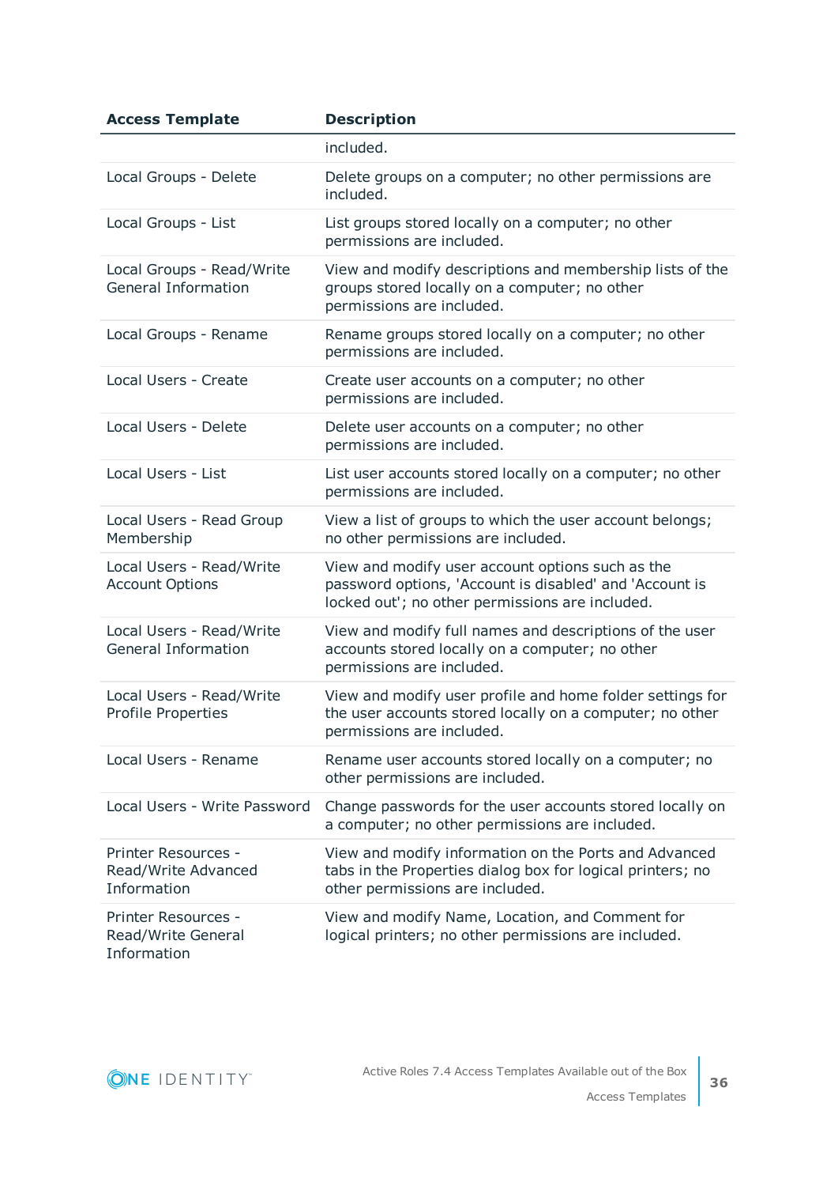| Access Template | Description |
| --- | --- |
| | included. |
| Local Groups - Delete | Delete groups on a computer; no other permissions are included. |
| Local Groups - List | List groups stored locally on a computer; no other permissions are included. |
| Local Groups - Read/Write General Information | View and modify descriptions and membership lists of the groups stored locally on a computer; no other permissions are included. |
| Local Groups - Rename | Rename groups stored locally on a computer; no other permissions are included. |
| Local Users - Create | Create user accounts on a computer; no other permissions are included. |
| Local Users - Delete | Delete user accounts on a computer; no other permissions are included. |
| Local Users - List | List user accounts stored locally on a computer; no other permissions are included. |
| Local Users - Read Group Membership | View a list of groups to which the user account belongs; no other permissions are included. |
| Local Users - Read/Write Account Options | View and modify user account options such as the password options, 'Account is disabled' and 'Account is locked out'; no other permissions are included. |
| Local Users - Read/Write General Information | View and modify full names and descriptions of the user accounts stored locally on a computer; no other permissions are included. |
| Local Users - Read/Write Profile Properties | View and modify user profile and home folder settings for the user accounts stored locally on a computer; no other permissions are included. |
| Local Users - Rename | Rename user accounts stored locally on a computer; no other permissions are included. |
| Local Users - Write Password | Change passwords for the user accounts stored locally on a computer; no other permissions are included. |
| Printer Resources - Read/Write Advanced Information | View and modify information on the Ports and Advanced tabs in the Properties dialog box for logical printers; no other permissions are included. |
| Printer Resources - Read/Write General Information | View and modify Name, Location, and Comment for logical printers; no other permissions are included. |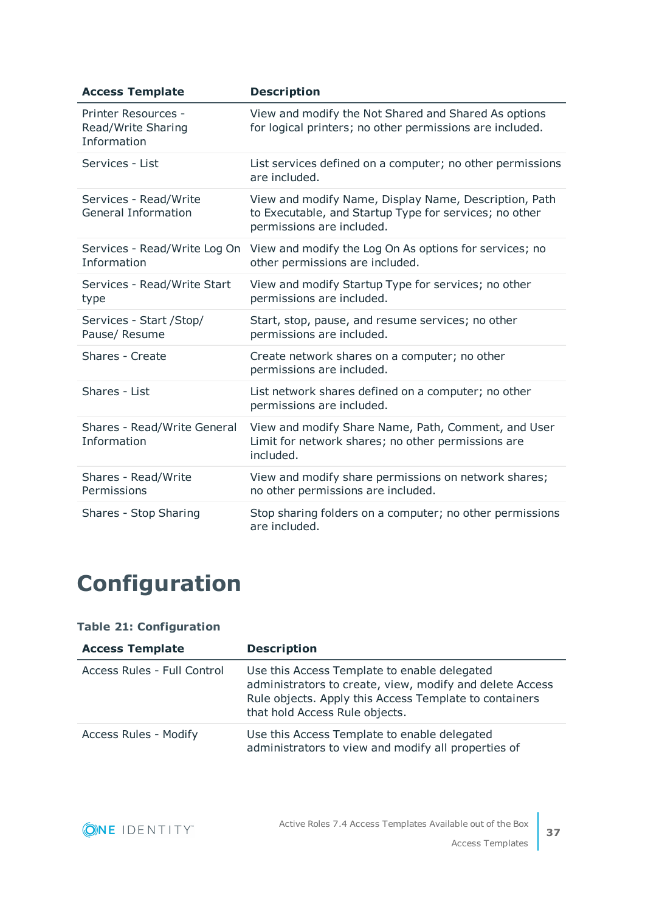| Access Template | Description |
|---|---|
| Printer Resources - Read/Write Sharing Information | View and modify the Not Shared and Shared As options for logical printers; no other permissions are included. |
| Services - List | List services defined on a computer; no other permissions are included. |
| Services - Read/Write General Information | View and modify Name, Display Name, Description, Path to Executable, and Startup Type for services; no other permissions are included. |
| Services - Read/Write Log On Information | View and modify the Log On As options for services; no other permissions are included. |
| Services - Read/Write Start type | View and modify Startup Type for services; no other permissions are included. |
| Services - Start /Stop/ Pause/ Resume | Start, stop, pause, and resume services; no other permissions are included. |
| Shares - Create | Create network shares on a computer; no other permissions are included. |
| Shares - List | List network shares defined on a computer; no other permissions are included. |
| Shares - Read/Write General Information | View and modify Share Name, Path, Comment, and User Limit for network shares; no other permissions are included. |
| Shares - Read/Write Permissions | View and modify share permissions on network shares; no other permissions are included. |
| Shares - Stop Sharing | Stop sharing folders on a computer; no other permissions are included. |

# Configuration

**Table 21: Configuration**

| Access Template | Description |
|---|---|
| Access Rules - Full Control | Use this Access Template to enable delegated administrators to create, view, modify and delete Access Rule objects. Apply this Access Template to containers that hold Access Rule objects. |
| Access Rules - Modify | Use this Access Template to enable delegated administrators to view and modify all properties of |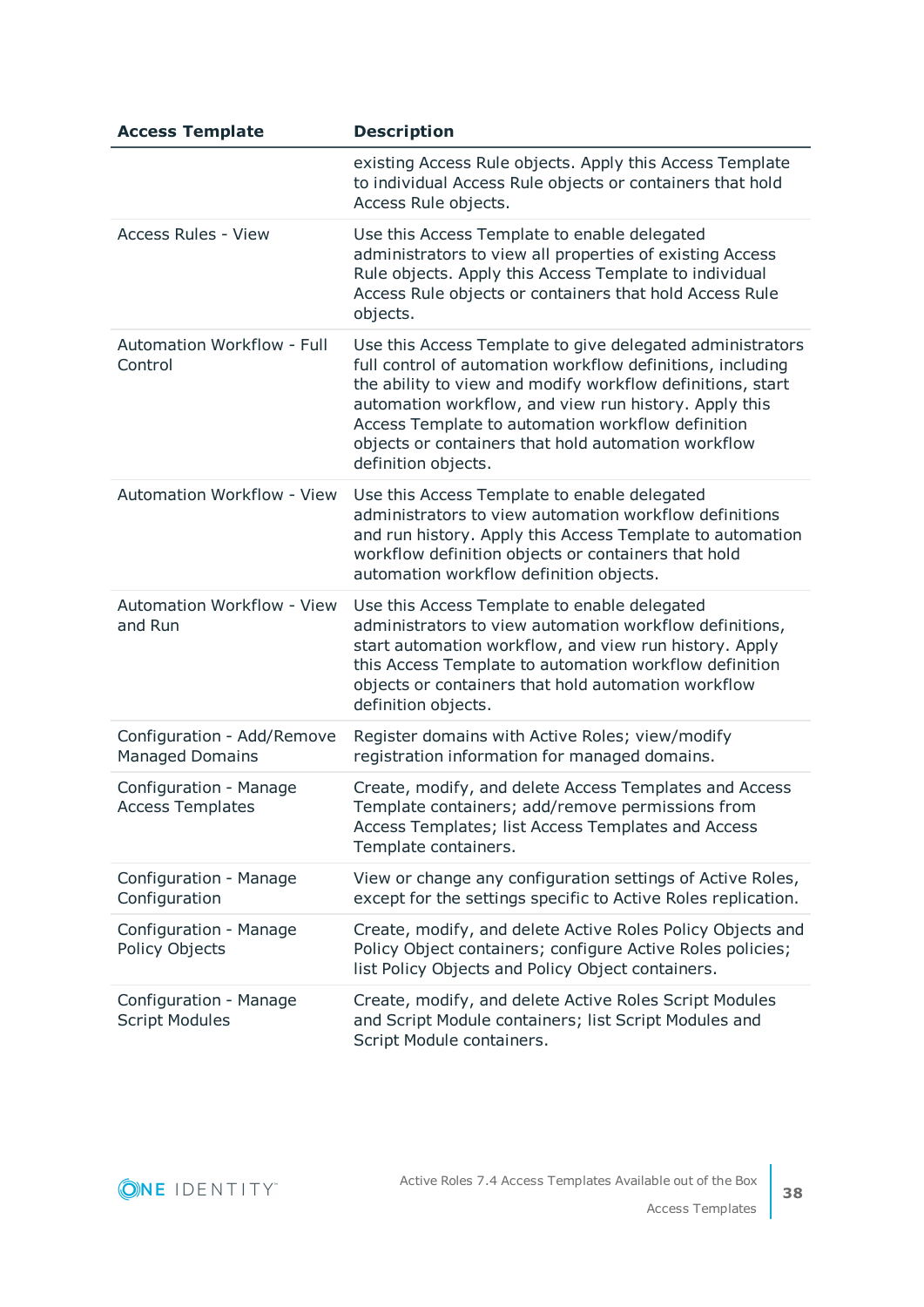| Access Template | Description |
|---|---|
| | existing Access Rule objects. Apply this Access Template to individual Access Rule objects or containers that hold Access Rule objects. |
| Access Rules - View | Use this Access Template to enable delegated administrators to view all properties of existing Access Rule objects. Apply this Access Template to individual Access Rule objects or containers that hold Access Rule objects. |
| Automation Workflow - Full Control | Use this Access Template to give delegated administrators full control of automation workflow definitions, including the ability to view and modify workflow definitions, start automation workflow, and view run history. Apply this Access Template to automation workflow definition objects or containers that hold automation workflow definition objects. |
| Automation Workflow - View | Use this Access Template to enable delegated administrators to view automation workflow definitions and run history. Apply this Access Template to automation workflow definition objects or containers that hold automation workflow definition objects. |
| Automation Workflow - View and Run | Use this Access Template to enable delegated administrators to view automation workflow definitions, start automation workflow, and view run history. Apply this Access Template to automation workflow definition objects or containers that hold automation workflow definition objects. |
| Configuration - Add/Remove Managed Domains | Register domains with Active Roles; view/modify registration information for managed domains. |
| Configuration - Manage Access Templates | Create, modify, and delete Access Templates and Access Template containers; add/remove permissions from Access Templates; list Access Templates and Access Template containers. |
| Configuration - Manage Configuration | View or change any configuration settings of Active Roles, except for the settings specific to Active Roles replication. |
| Configuration - Manage Policy Objects | Create, modify, and delete Active Roles Policy Objects and Policy Object containers; configure Active Roles policies; list Policy Objects and Policy Object containers. |
| Configuration - Manage Script Modules | Create, modify, and delete Active Roles Script Modules and Script Module containers; list Script Modules and Script Module containers. |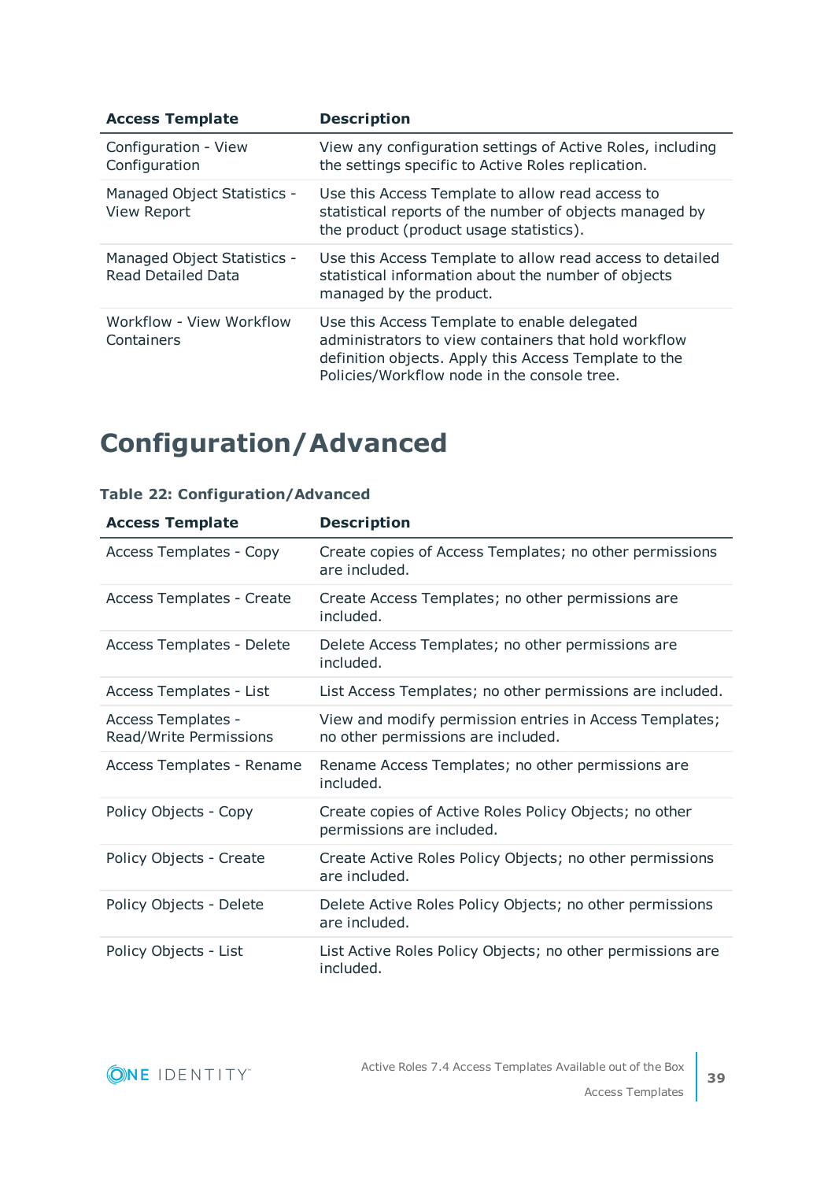| Access Template | Description |
|---|---|
| Configuration - View Configuration | View any configuration settings of Active Roles, including the settings specific to Active Roles replication. |
| Managed Object Statistics - View Report | Use this Access Template to allow read access to statistical reports of the number of objects managed by the product (product usage statistics). |
| Managed Object Statistics - Read Detailed Data | Use this Access Template to allow read access to detailed statistical information about the number of objects managed by the product. |
| Workflow - View Workflow Containers | Use this Access Template to enable delegated administrators to view containers that hold workflow definition objects. Apply this Access Template to the Policies/Workflow node in the console tree. |

# Configuration/Advanced

**Table 22: Configuration/Advanced**

| Access Template | Description |
|---|---|
| Access Templates - Copy | Create copies of Access Templates; no other permissions are included. |
| Access Templates - Create | Create Access Templates; no other permissions are included. |
| Access Templates - Delete | Delete Access Templates; no other permissions are included. |
| Access Templates - List | List Access Templates; no other permissions are included. |
| Access Templates - Read/Write Permissions | View and modify permission entries in Access Templates; no other permissions are included. |
| Access Templates - Rename | Rename Access Templates; no other permissions are included. |
| Policy Objects - Copy | Create copies of Active Roles Policy Objects; no other permissions are included. |
| Policy Objects - Create | Create Active Roles Policy Objects; no other permissions are included. |
| Policy Objects - Delete | Delete Active Roles Policy Objects; no other permissions are included. |
| Policy Objects - List | List Active Roles Policy Objects; no other permissions are included. |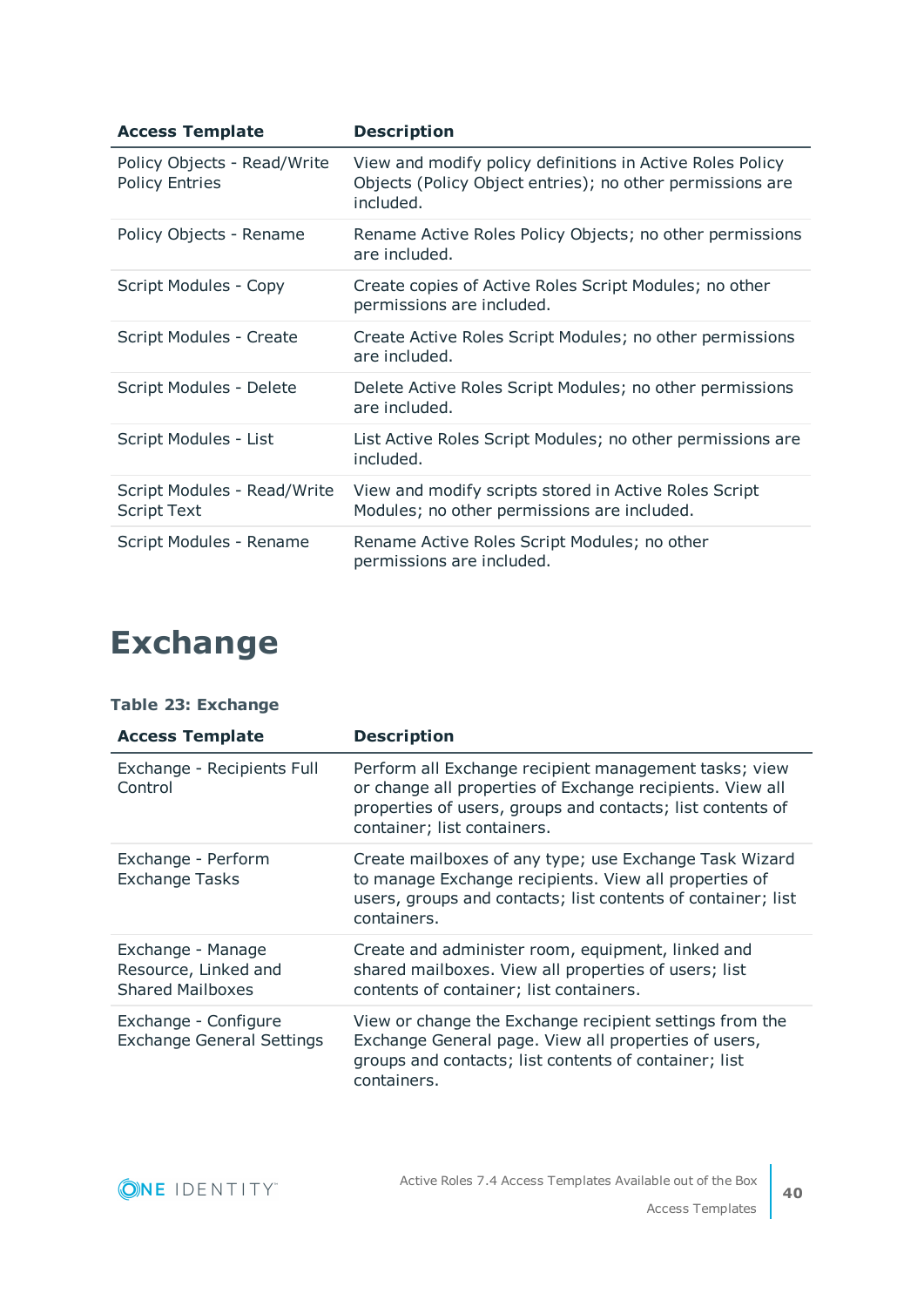| Access Template | Description |
| --- | --- |
| Policy Objects - Read/Write Policy Entries | View and modify policy definitions in Active Roles Policy Objects (Policy Object entries); no other permissions are included. |
| Policy Objects - Rename | Rename Active Roles Policy Objects; no other permissions are included. |
| Script Modules - Copy | Create copies of Active Roles Script Modules; no other permissions are included. |
| Script Modules - Create | Create Active Roles Script Modules; no other permissions are included. |
| Script Modules - Delete | Delete Active Roles Script Modules; no other permissions are included. |
| Script Modules - List | List Active Roles Script Modules; no other permissions are included. |
| Script Modules - Read/Write Script Text | View and modify scripts stored in Active Roles Script Modules; no other permissions are included. |
| Script Modules - Rename | Rename Active Roles Script Modules; no other permissions are included. |

# Exchange

**Table 23: Exchange**

| Access Template | Description |
| --- | --- |
| Exchange - Recipients Full Control | Perform all Exchange recipient management tasks; view or change all properties of Exchange recipients. View all properties of users, groups and contacts; list contents of container; list containers. |
| Exchange - Perform Exchange Tasks | Create mailboxes of any type; use Exchange Task Wizard to manage Exchange recipients. View all properties of users, groups and contacts; list contents of container; list containers. |
| Exchange - Manage Resource, Linked and Shared Mailboxes | Create and administer room, equipment, linked and shared mailboxes. View all properties of users; list contents of container; list containers. |
| Exchange - Configure Exchange General Settings | View or change the Exchange recipient settings from the Exchange General page. View all properties of users, groups and contacts; list contents of container; list containers. |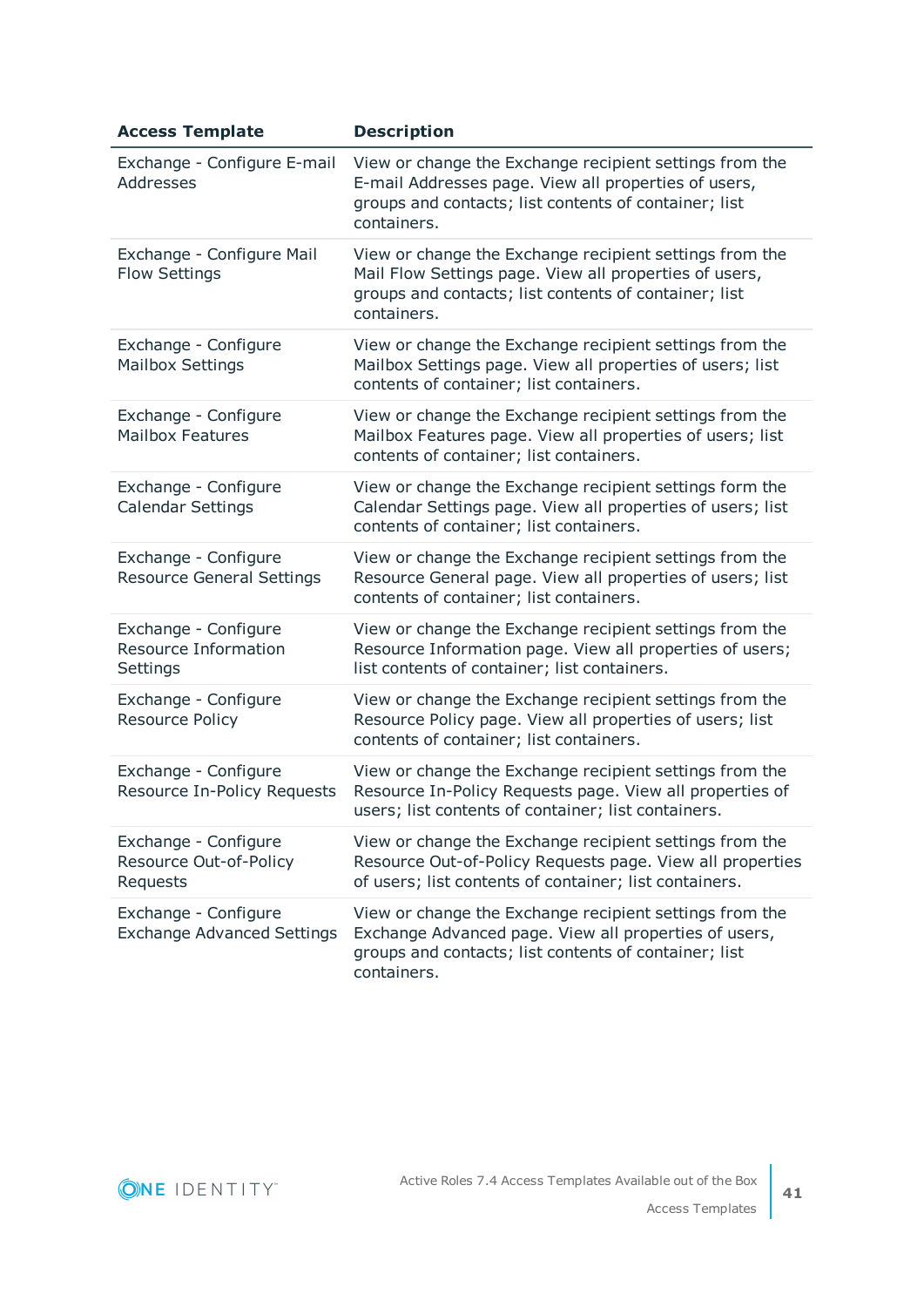| Access Template | Description |
| --- | --- |
| Exchange - Configure E-mail Addresses | View or change the Exchange recipient settings from the E-mail Addresses page. View all properties of users, groups and contacts; list contents of container; list containers. |
| Exchange - Configure Mail Flow Settings | View or change the Exchange recipient settings from the Mail Flow Settings page. View all properties of users, groups and contacts; list contents of container; list containers. |
| Exchange - Configure Mailbox Settings | View or change the Exchange recipient settings from the Mailbox Settings page. View all properties of users; list contents of container; list containers. |
| Exchange - Configure Mailbox Features | View or change the Exchange recipient settings from the Mailbox Features page. View all properties of users; list contents of container; list containers. |
| Exchange - Configure Calendar Settings | View or change the Exchange recipient settings form the Calendar Settings page. View all properties of users; list contents of container; list containers. |
| Exchange - Configure Resource General Settings | View or change the Exchange recipient settings from the Resource General page. View all properties of users; list contents of container; list containers. |
| Exchange - Configure Resource Information Settings | View or change the Exchange recipient settings from the Resource Information page. View all properties of users; list contents of container; list containers. |
| Exchange - Configure Resource Policy | View or change the Exchange recipient settings from the Resource Policy page. View all properties of users; list contents of container; list containers. |
| Exchange - Configure Resource In-Policy Requests | View or change the Exchange recipient settings from the Resource In-Policy Requests page. View all properties of users; list contents of container; list containers. |
| Exchange - Configure Resource Out-of-Policy Requests | View or change the Exchange recipient settings from the Resource Out-of-Policy Requests page. View all properties of users; list contents of container; list containers. |
| Exchange - Configure Exchange Advanced Settings | View or change the Exchange recipient settings from the Exchange Advanced page. View all properties of users, groups and contacts; list contents of container; list containers. |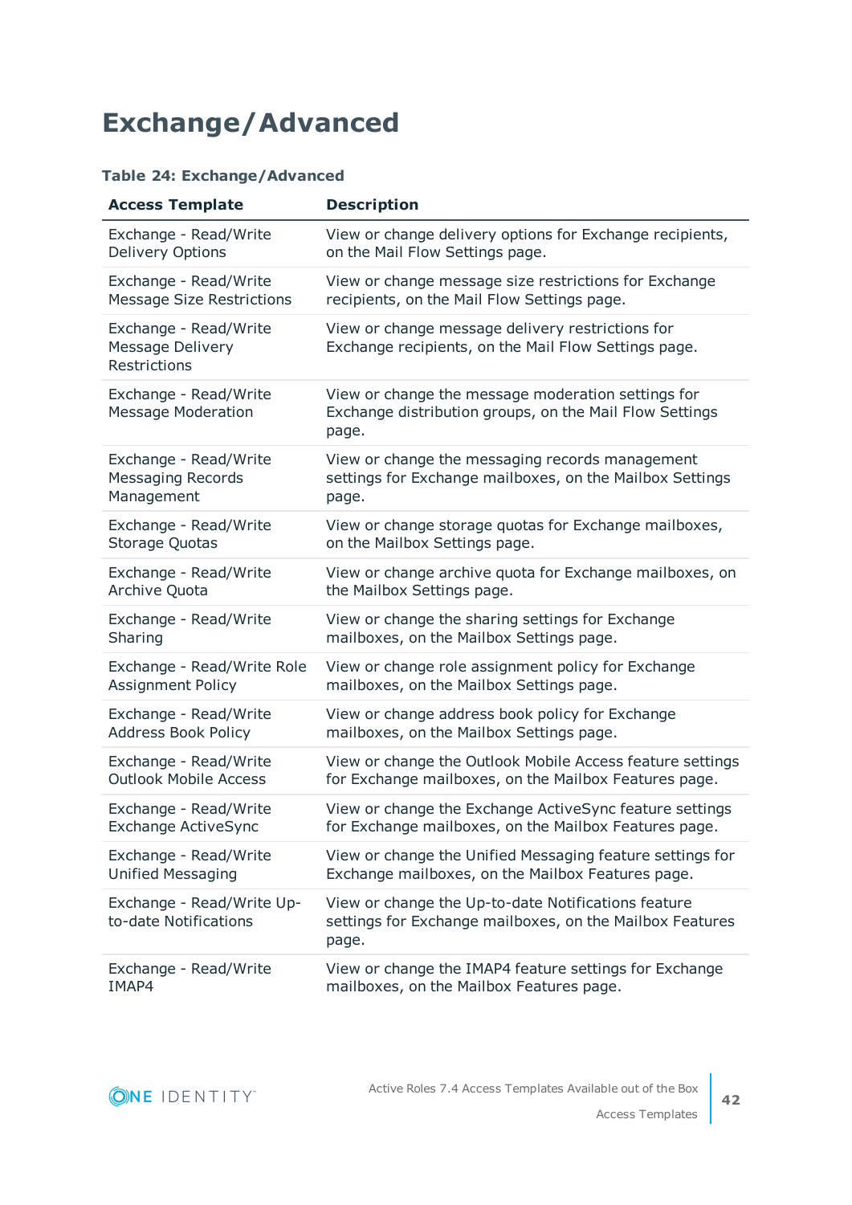# Exchange/Advanced

**Table 24: Exchange/Advanced**

| Access Template | Description |
| --- | --- |
| Exchange - Read/Write Delivery Options | View or change delivery options for Exchange recipients, on the Mail Flow Settings page. |
| Exchange - Read/Write Message Size Restrictions | View or change message size restrictions for Exchange recipients, on the Mail Flow Settings page. |
| Exchange - Read/Write Message Delivery Restrictions | View or change message delivery restrictions for Exchange recipients, on the Mail Flow Settings page. |
| Exchange - Read/Write Message Moderation | View or change the message moderation settings for Exchange distribution groups, on the Mail Flow Settings page. |
| Exchange - Read/Write Messaging Records Management | View or change the messaging records management settings for Exchange mailboxes, on the Mailbox Settings page. |
| Exchange - Read/Write Storage Quotas | View or change storage quotas for Exchange mailboxes, on the Mailbox Settings page. |
| Exchange - Read/Write Archive Quota | View or change archive quota for Exchange mailboxes, on the Mailbox Settings page. |
| Exchange - Read/Write Sharing | View or change the sharing settings for Exchange mailboxes, on the Mailbox Settings page. |
| Exchange - Read/Write Role Assignment Policy | View or change role assignment policy for Exchange mailboxes, on the Mailbox Settings page. |
| Exchange - Read/Write Address Book Policy | View or change address book policy for Exchange mailboxes, on the Mailbox Settings page. |
| Exchange - Read/Write Outlook Mobile Access | View or change the Outlook Mobile Access feature settings for Exchange mailboxes, on the Mailbox Features page. |
| Exchange - Read/Write Exchange ActiveSync | View or change the Exchange ActiveSync feature settings for Exchange mailboxes, on the Mailbox Features page. |
| Exchange - Read/Write Unified Messaging | View or change the Unified Messaging feature settings for Exchange mailboxes, on the Mailbox Features page. |
| Exchange - Read/Write Up-to-date Notifications | View or change the Up-to-date Notifications feature settings for Exchange mailboxes, on the Mailbox Features page. |
| Exchange - Read/Write IMAP4 | View or change the IMAP4 feature settings for Exchange mailboxes, on the Mailbox Features page. |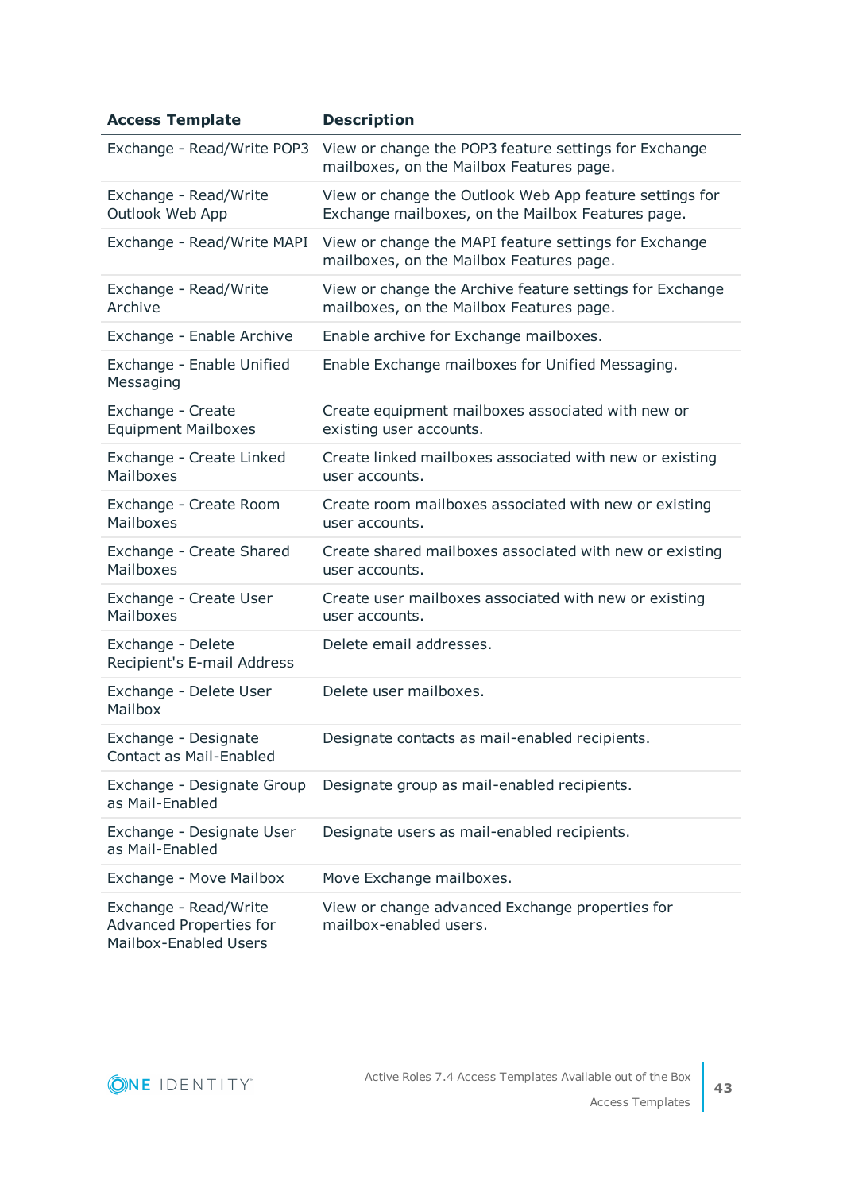| Access Template | Description |
|---|---|
| Exchange - Read/Write POP3 | View or change the POP3 feature settings for Exchange mailboxes, on the Mailbox Features page. |
| Exchange - Read/Write Outlook Web App | View or change the Outlook Web App feature settings for Exchange mailboxes, on the Mailbox Features page. |
| Exchange - Read/Write MAPI | View or change the MAPI feature settings for Exchange mailboxes, on the Mailbox Features page. |
| Exchange - Read/Write Archive | View or change the Archive feature settings for Exchange mailboxes, on the Mailbox Features page. |
| Exchange - Enable Archive | Enable archive for Exchange mailboxes. |
| Exchange - Enable Unified Messaging | Enable Exchange mailboxes for Unified Messaging. |
| Exchange - Create Equipment Mailboxes | Create equipment mailboxes associated with new or existing user accounts. |
| Exchange - Create Linked Mailboxes | Create linked mailboxes associated with new or existing user accounts. |
| Exchange - Create Room Mailboxes | Create room mailboxes associated with new or existing user accounts. |
| Exchange - Create Shared Mailboxes | Create shared mailboxes associated with new or existing user accounts. |
| Exchange - Create User Mailboxes | Create user mailboxes associated with new or existing user accounts. |
| Exchange - Delete Recipient's E-mail Address | Delete email addresses. |
| Exchange - Delete User Mailbox | Delete user mailboxes. |
| Exchange - Designate Contact as Mail-Enabled | Designate contacts as mail-enabled recipients. |
| Exchange - Designate Group as Mail-Enabled | Designate group as mail-enabled recipients. |
| Exchange - Designate User as Mail-Enabled | Designate users as mail-enabled recipients. |
| Exchange - Move Mailbox | Move Exchange mailboxes. |
| Exchange - Read/Write Advanced Properties for Mailbox-Enabled Users | View or change advanced Exchange properties for mailbox-enabled users. |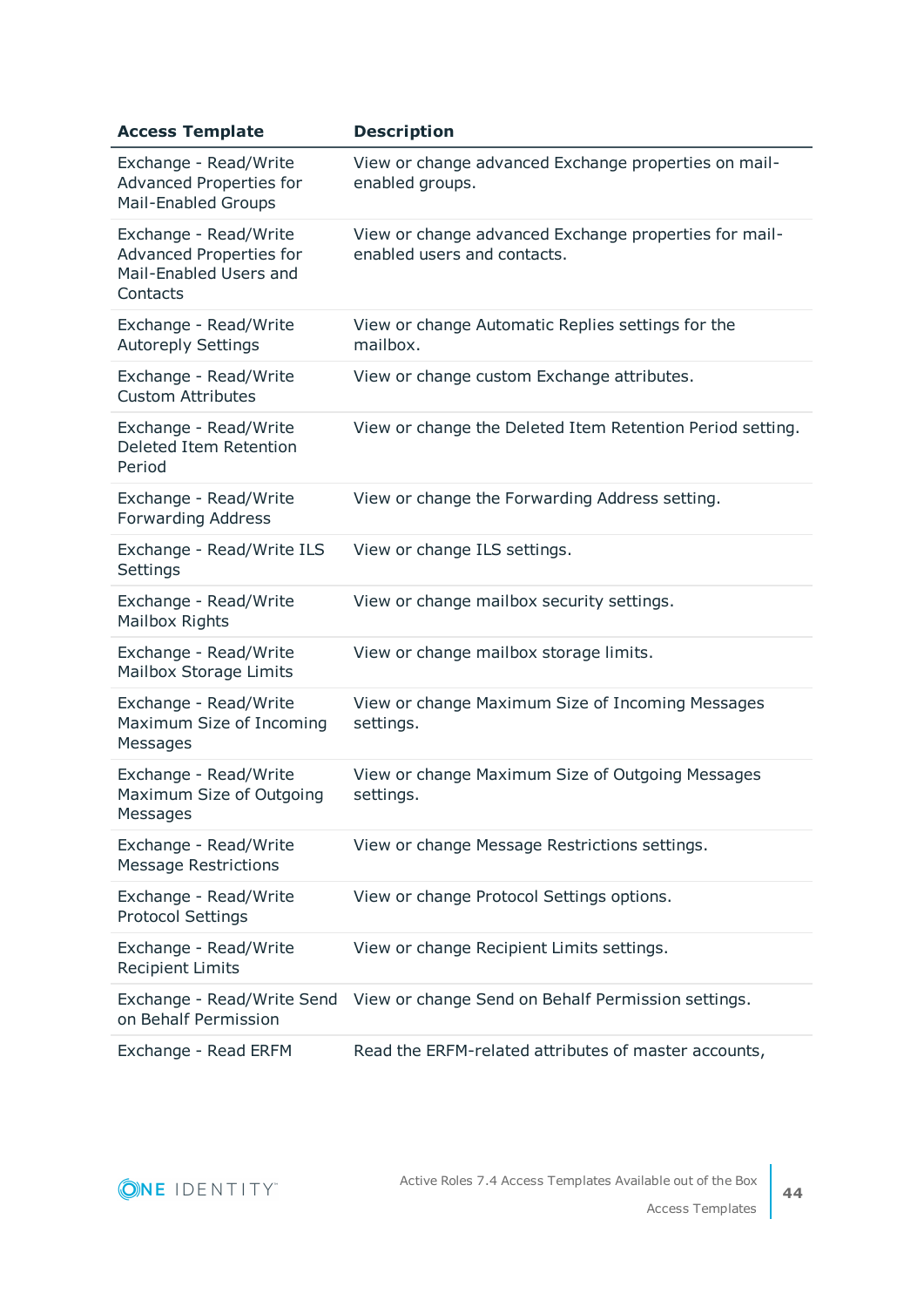| Access Template | Description |
|---|---|
| Exchange - Read/Write Advanced Properties for Mail-Enabled Groups | View or change advanced Exchange properties on mail-enabled groups. |
| Exchange - Read/Write Advanced Properties for Mail-Enabled Users and Contacts | View or change advanced Exchange properties for mail-enabled users and contacts. |
| Exchange - Read/Write Autoreply Settings | View or change Automatic Replies settings for the mailbox. |
| Exchange - Read/Write Custom Attributes | View or change custom Exchange attributes. |
| Exchange - Read/Write Deleted Item Retention Period | View or change the Deleted Item Retention Period setting. |
| Exchange - Read/Write Forwarding Address | View or change the Forwarding Address setting. |
| Exchange - Read/Write ILS Settings | View or change ILS settings. |
| Exchange - Read/Write Mailbox Rights | View or change mailbox security settings. |
| Exchange - Read/Write Mailbox Storage Limits | View or change mailbox storage limits. |
| Exchange - Read/Write Maximum Size of Incoming Messages | View or change Maximum Size of Incoming Messages settings. |
| Exchange - Read/Write Maximum Size of Outgoing Messages | View or change Maximum Size of Outgoing Messages settings. |
| Exchange - Read/Write Message Restrictions | View or change Message Restrictions settings. |
| Exchange - Read/Write Protocol Settings | View or change Protocol Settings options. |
| Exchange - Read/Write Recipient Limits | View or change Recipient Limits settings. |
| Exchange - Read/Write Send on Behalf Permission | View or change Send on Behalf Permission settings. |
| Exchange - Read ERFM | Read the ERFM-related attributes of master accounts, |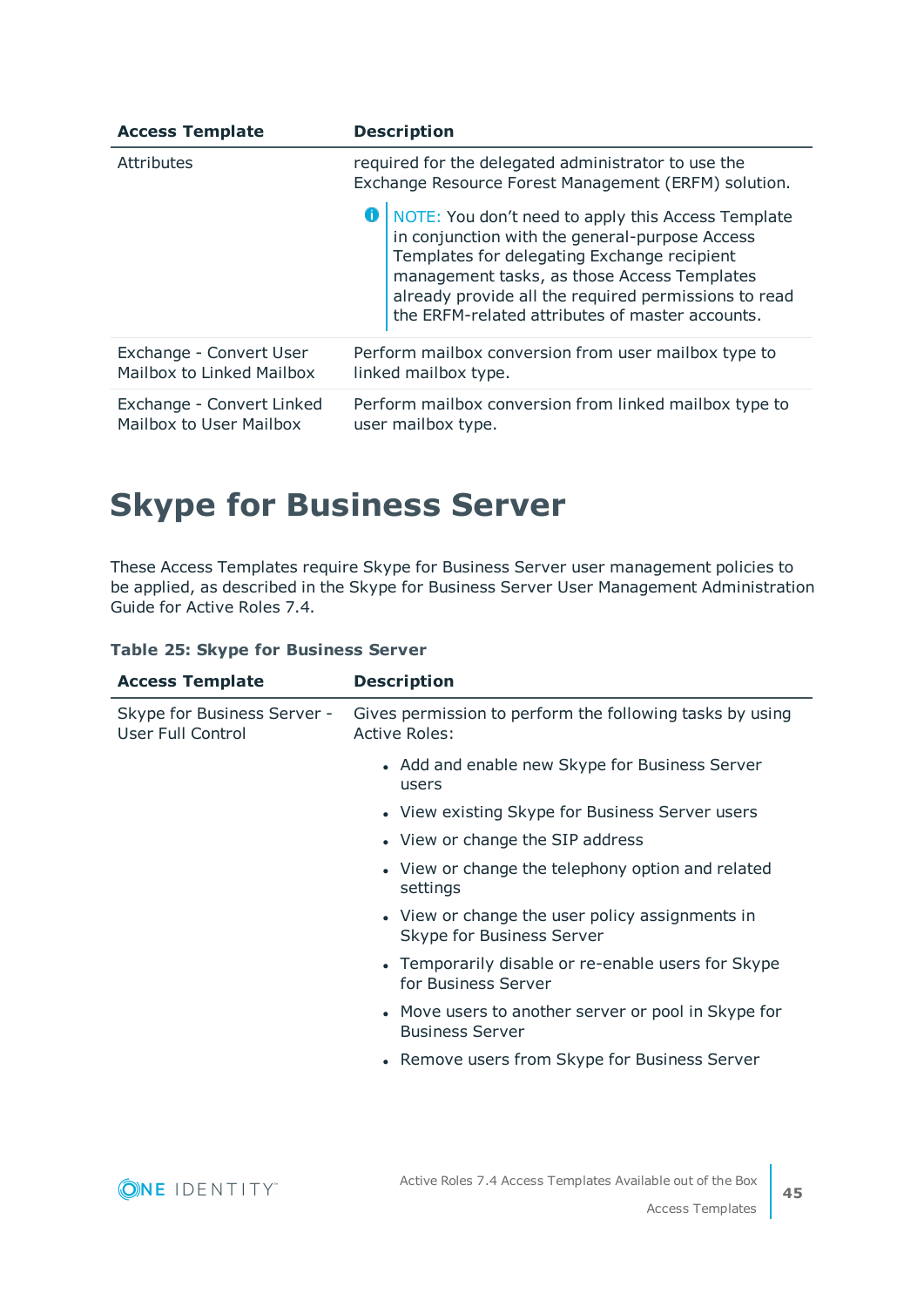| Access Template | Description |
| --- | --- |
| Attributes | required for the delegated administrator to use the Exchange Resource Forest Management (ERFM) solution.<br><br>NOTE: You don't need to apply this Access Template in conjunction with the general-purpose Access Templates for delegating Exchange recipient management tasks, as those Access Templates already provide all the required permissions to read the ERFM-related attributes of master accounts. |
| Exchange - Convert User Mailbox to Linked Mailbox | Perform mailbox conversion from user mailbox type to linked mailbox type. |
| Exchange - Convert Linked Mailbox to User Mailbox | Perform mailbox conversion from linked mailbox type to user mailbox type. |

# Skype for Business Server

These Access Templates require Skype for Business Server user management policies to be applied, as described in the Skype for Business Server User Management Administration Guide for Active Roles 7.4.

**Table 25: Skype for Business Server**

| Access Template | Description |
| --- | --- |
| Skype for Business Server - User Full Control | Gives permission to perform the following tasks by using Active Roles:<br><br>• Add and enable new Skype for Business Server users<br>• View existing Skype for Business Server users<br>• View or change the SIP address<br>• View or change the telephony option and related settings<br>• View or change the user policy assignments in Skype for Business Server<br>• Temporarily disable or re-enable users for Skype for Business Server<br>• Move users to another server or pool in Skype for Business Server<br>• Remove users from Skype for Business Server |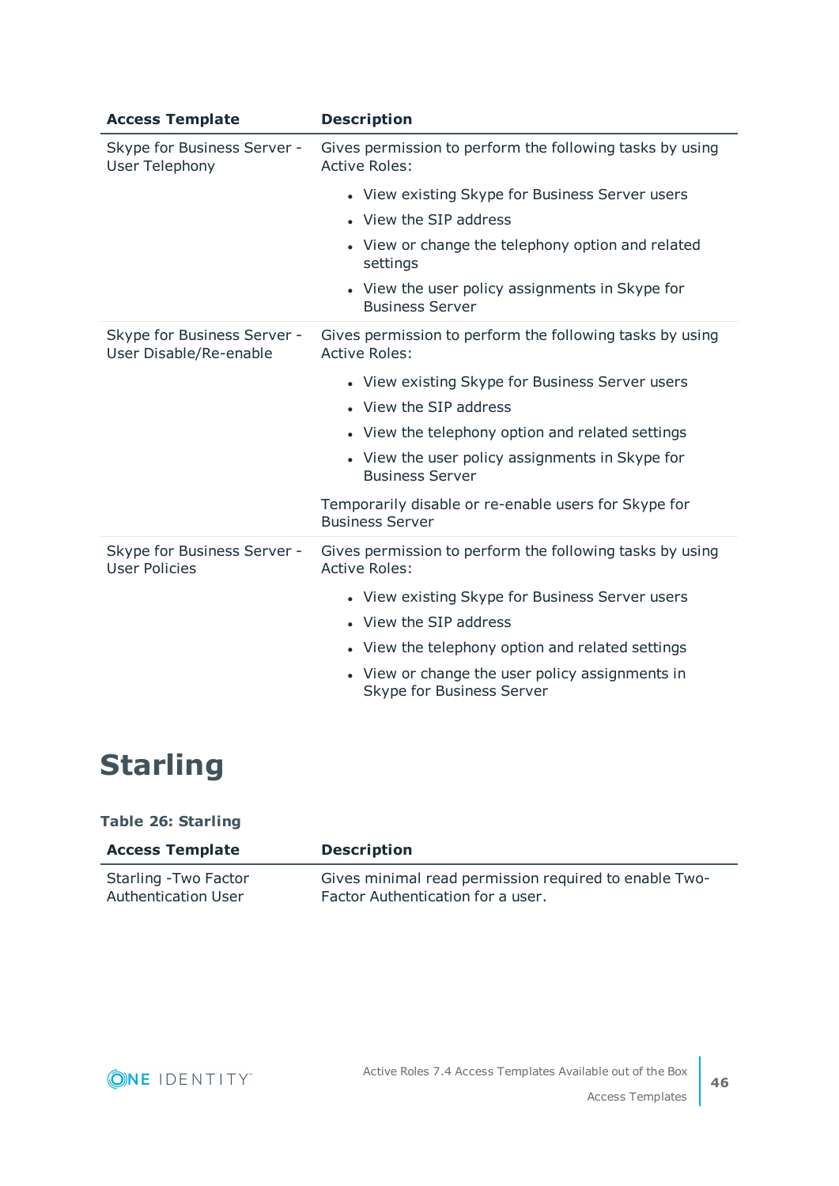| Access Template | Description |
|---|---|
| Skype for Business Server - User Telephony | Gives permission to perform the following tasks by using Active Roles:<br>• View existing Skype for Business Server users<br>• View the SIP address<br>• View or change the telephony option and related settings<br>• View the user policy assignments in Skype for Business Server |
| Skype for Business Server - User Disable/Re-enable | Gives permission to perform the following tasks by using Active Roles:<br>• View existing Skype for Business Server users<br>• View the SIP address<br>• View the telephony option and related settings<br>• View the user policy assignments in Skype for Business Server<br><br>Temporarily disable or re-enable users for Skype for Business Server |
| Skype for Business Server - User Policies | Gives permission to perform the following tasks by using Active Roles:<br>• View existing Skype for Business Server users<br>• View the SIP address<br>• View the telephony option and related settings<br>• View or change the user policy assignments in Skype for Business Server |

# Starling

**Table 26: Starling**

| Access Template | Description |
|---|---|
| Starling -Two Factor Authentication User | Gives minimal read permission required to enable Two-Factor Authentication for a user. |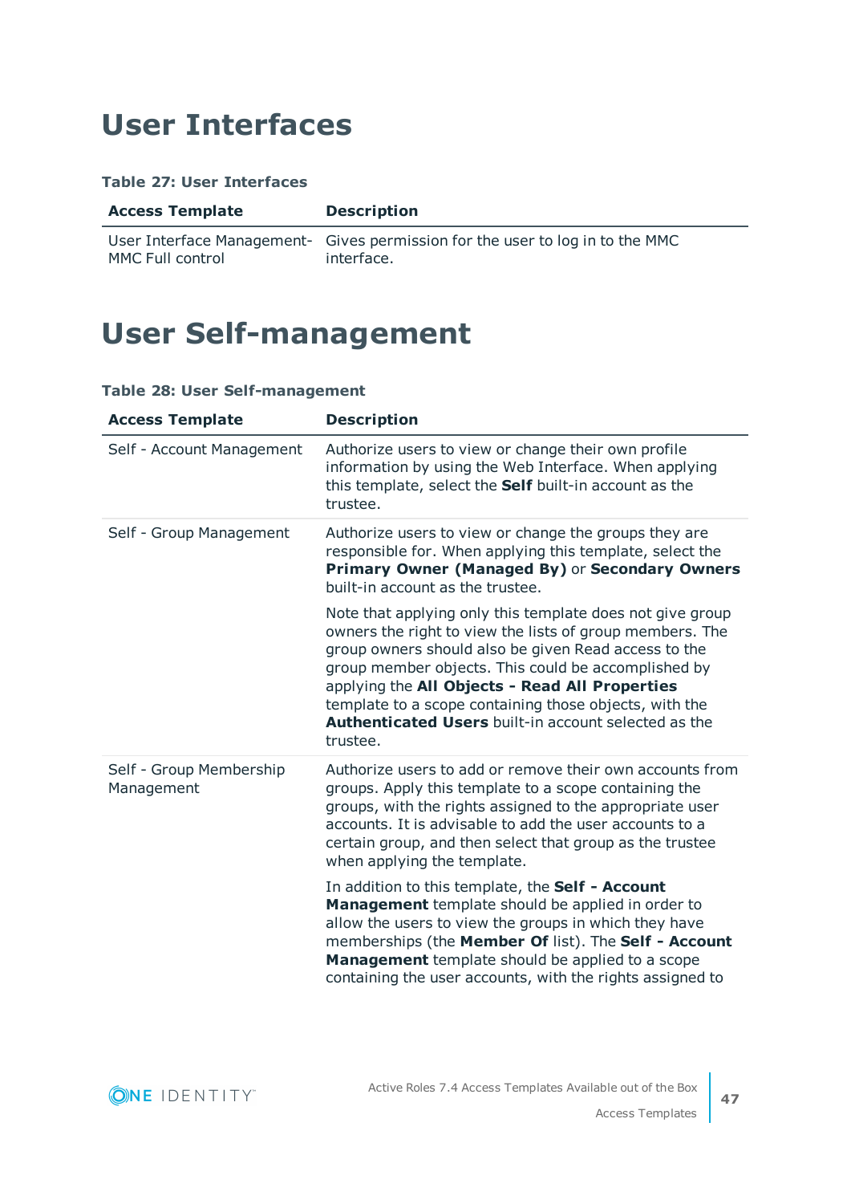# User Interfaces

**Table 27: User Interfaces**

| Access Template | Description |
| --- | --- |
| User Interface Management-MMC Full control | Gives permission for the user to log in to the MMC interface. |

# User Self-management

**Table 28: User Self-management**

| Access Template | Description |
| --- | --- |
| Self - Account Management | Authorize users to view or change their own profile information by using the Web Interface. When applying this template, select the **Self** built-in account as the trustee. |
| Self - Group Management | Authorize users to view or change the groups they are responsible for. When applying this template, select the **Primary Owner (Managed By)** or **Secondary Owners** built-in account as the trustee.<br><br>Note that applying only this template does not give group owners the right to view the lists of group members. The group owners should also be given Read access to the group member objects. This could be accomplished by applying the **All Objects - Read All Properties** template to a scope containing those objects, with the **Authenticated Users** built-in account selected as the trustee. |
| Self - Group Membership Management | Authorize users to add or remove their own accounts from groups. Apply this template to a scope containing the groups, with the rights assigned to the appropriate user accounts. It is advisable to add the user accounts to a certain group, and then select that group as the trustee when applying the template.<br><br>In addition to this template, the **Self - Account Management** template should be applied in order to allow the users to view the groups in which they have memberships (the **Member Of** list). The **Self - Account Management** template should be applied to a scope containing the user accounts, with the rights assigned to |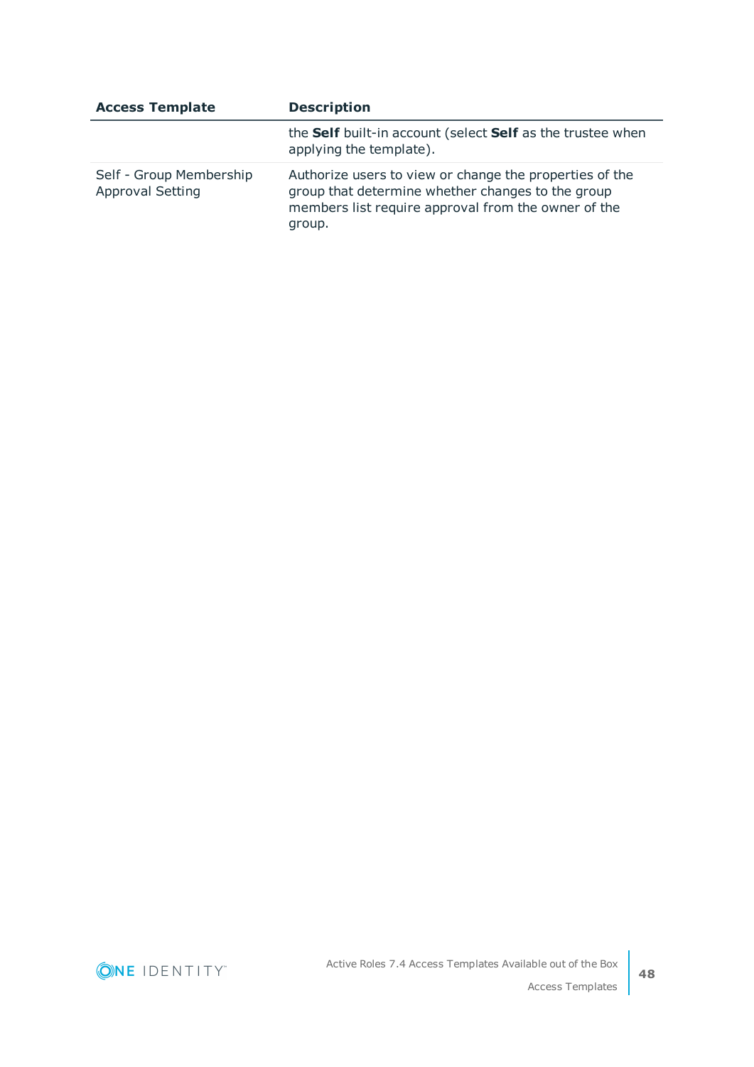| Access Template | Description |
| --- | --- |
| | the **Self** built-in account (select **Self** as the trustee when applying the template). |
| Self - Group Membership Approval Setting | Authorize users to view or change the properties of the group that determine whether changes to the group members list require approval from the owner of the group. |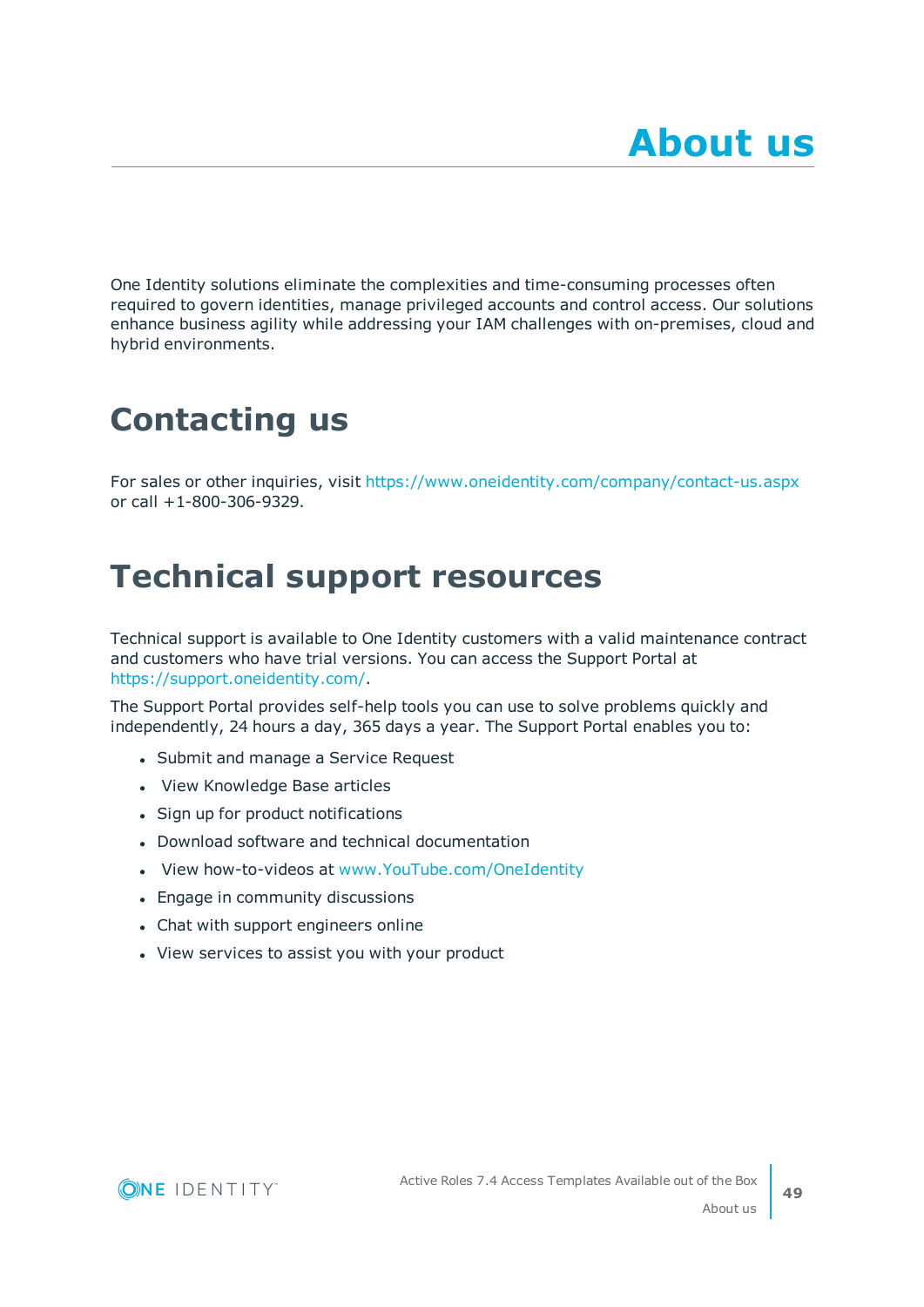# About us

One Identity solutions eliminate the complexities and time-consuming processes often required to govern identities, manage privileged accounts and control access. Our solutions enhance business agility while addressing your IAM challenges with on-premises, cloud and hybrid environments.

## Contacting us

For sales or other inquiries, visit https://www.oneidentity.com/company/contact-us.aspx or call +1-800-306-9329.

## Technical support resources

Technical support is available to One Identity customers with a valid maintenance contract and customers who have trial versions. You can access the Support Portal at https://support.oneidentity.com/.

The Support Portal provides self-help tools you can use to solve problems quickly and independently, 24 hours a day, 365 days a year. The Support Portal enables you to:

- Submit and manage a Service Request
- View Knowledge Base articles
- Sign up for product notifications
- Download software and technical documentation
- View how-to-videos at www.YouTube.com/OneIdentity
- Engage in community discussions
- Chat with support engineers online
- View services to assist you with your product